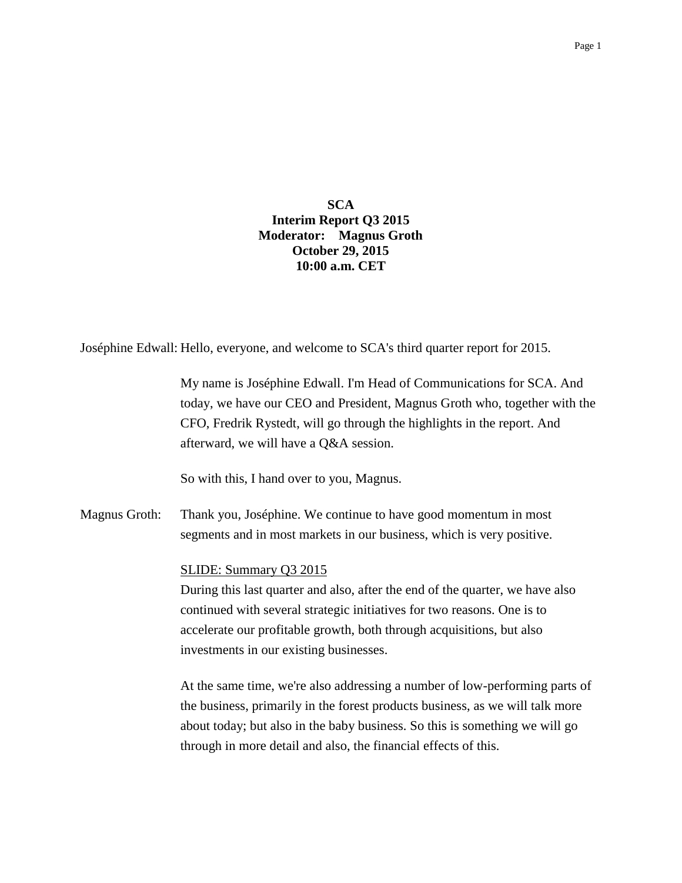**SCA**
**Interim Report Q3 2015**
**Moderator: Magnus Groth**
**October 29, 2015**
**10:00 a.m. CET**

Joséphine Edwall: Hello, everyone, and welcome to SCA's third quarter report for 2015.

My name is Joséphine Edwall. I'm Head of Communications for SCA. And today, we have our CEO and President, Magnus Groth who, together with the CFO, Fredrik Rystedt, will go through the highlights in the report. And afterward, we will have a Q&A session.

So with this, I hand over to you, Magnus.

Magnus Groth: Thank you, Joséphine. We continue to have good momentum in most segments and in most markets in our business, which is very positive.

<u>SLIDE: Summary Q3 2015</u>

During this last quarter and also, after the end of the quarter, we have also continued with several strategic initiatives for two reasons. One is to accelerate our profitable growth, both through acquisitions, but also investments in our existing businesses.

At the same time, we're also addressing a number of low-performing parts of the business, primarily in the forest products business, as we will talk more about today; but also in the baby business. So this is something we will go through in more detail and also, the financial effects of this.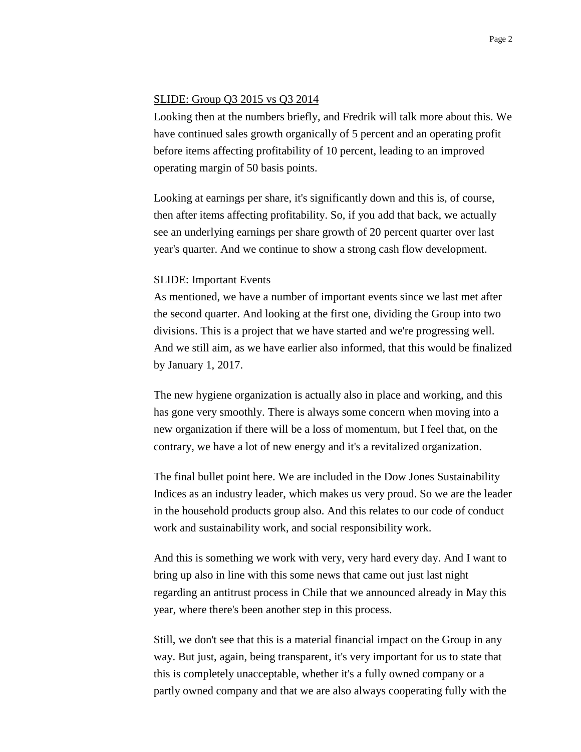SLIDE: Group Q3 2015 vs Q3 2014

Looking then at the numbers briefly, and Fredrik will talk more about this. We have continued sales growth organically of 5 percent and an operating profit before items affecting profitability of 10 percent, leading to an improved operating margin of 50 basis points.

Looking at earnings per share, it's significantly down and this is, of course, then after items affecting profitability. So, if you add that back, we actually see an underlying earnings per share growth of 20 percent quarter over last year's quarter. And we continue to show a strong cash flow development.

SLIDE: Important Events

As mentioned, we have a number of important events since we last met after the second quarter. And looking at the first one, dividing the Group into two divisions. This is a project that we have started and we're progressing well. And we still aim, as we have earlier also informed, that this would be finalized by January 1, 2017.

The new hygiene organization is actually also in place and working, and this has gone very smoothly. There is always some concern when moving into a new organization if there will be a loss of momentum, but I feel that, on the contrary, we have a lot of new energy and it's a revitalized organization.

The final bullet point here. We are included in the Dow Jones Sustainability Indices as an industry leader, which makes us very proud. So we are the leader in the household products group also. And this relates to our code of conduct work and sustainability work, and social responsibility work.

And this is something we work with very, very hard every day. And I want to bring up also in line with this some news that came out just last night regarding an antitrust process in Chile that we announced already in May this year, where there's been another step in this process.

Still, we don't see that this is a material financial impact on the Group in any way. But just, again, being transparent, it's very important for us to state that this is completely unacceptable, whether it's a fully owned company or a partly owned company and that we are also always cooperating fully with the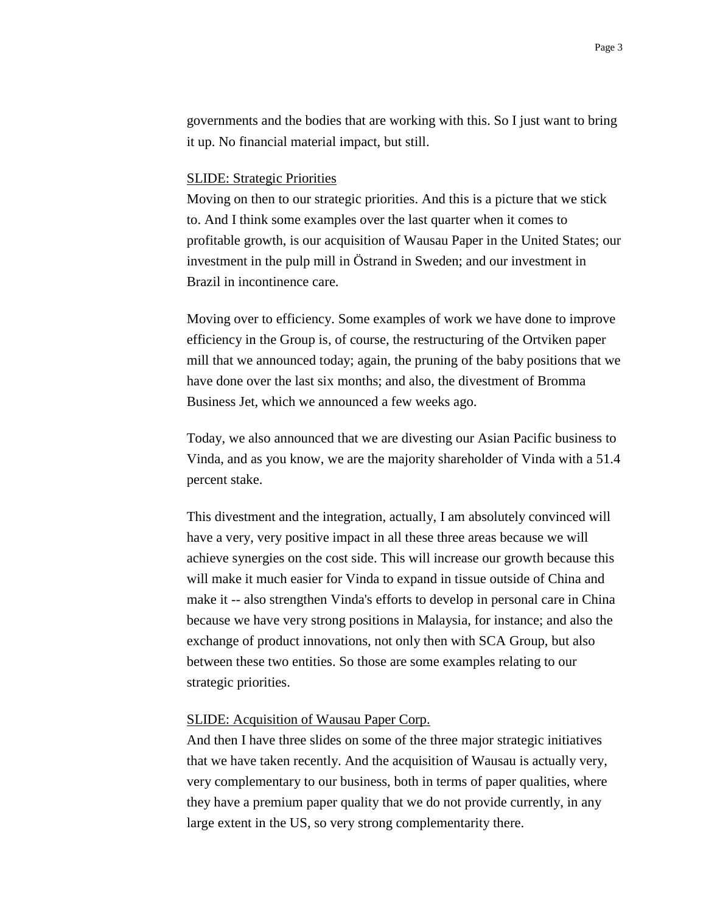governments and the bodies that are working with this. So I just want to bring it up. No financial material impact, but still.

<u>SLIDE: Strategic Priorities</u>

Moving on then to our strategic priorities. And this is a picture that we stick to. And I think some examples over the last quarter when it comes to profitable growth, is our acquisition of Wausau Paper in the United States; our investment in the pulp mill in Östrand in Sweden; and our investment in Brazil in incontinence care.

Moving over to efficiency. Some examples of work we have done to improve efficiency in the Group is, of course, the restructuring of the Ortviken paper mill that we announced today; again, the pruning of the baby positions that we have done over the last six months; and also, the divestment of Bromma Business Jet, which we announced a few weeks ago.

Today, we also announced that we are divesting our Asian Pacific business to Vinda, and as you know, we are the majority shareholder of Vinda with a 51.4 percent stake.

This divestment and the integration, actually, I am absolutely convinced will have a very, very positive impact in all these three areas because we will achieve synergies on the cost side. This will increase our growth because this will make it much easier for Vinda to expand in tissue outside of China and make it -- also strengthen Vinda's efforts to develop in personal care in China because we have very strong positions in Malaysia, for instance; and also the exchange of product innovations, not only then with SCA Group, but also between these two entities. So those are some examples relating to our strategic priorities.

<u>SLIDE: Acquisition of Wausau Paper Corp.</u>

And then I have three slides on some of the three major strategic initiatives that we have taken recently. And the acquisition of Wausau is actually very, very complementary to our business, both in terms of paper qualities, where they have a premium paper quality that we do not provide currently, in any large extent in the US, so very strong complementarity there.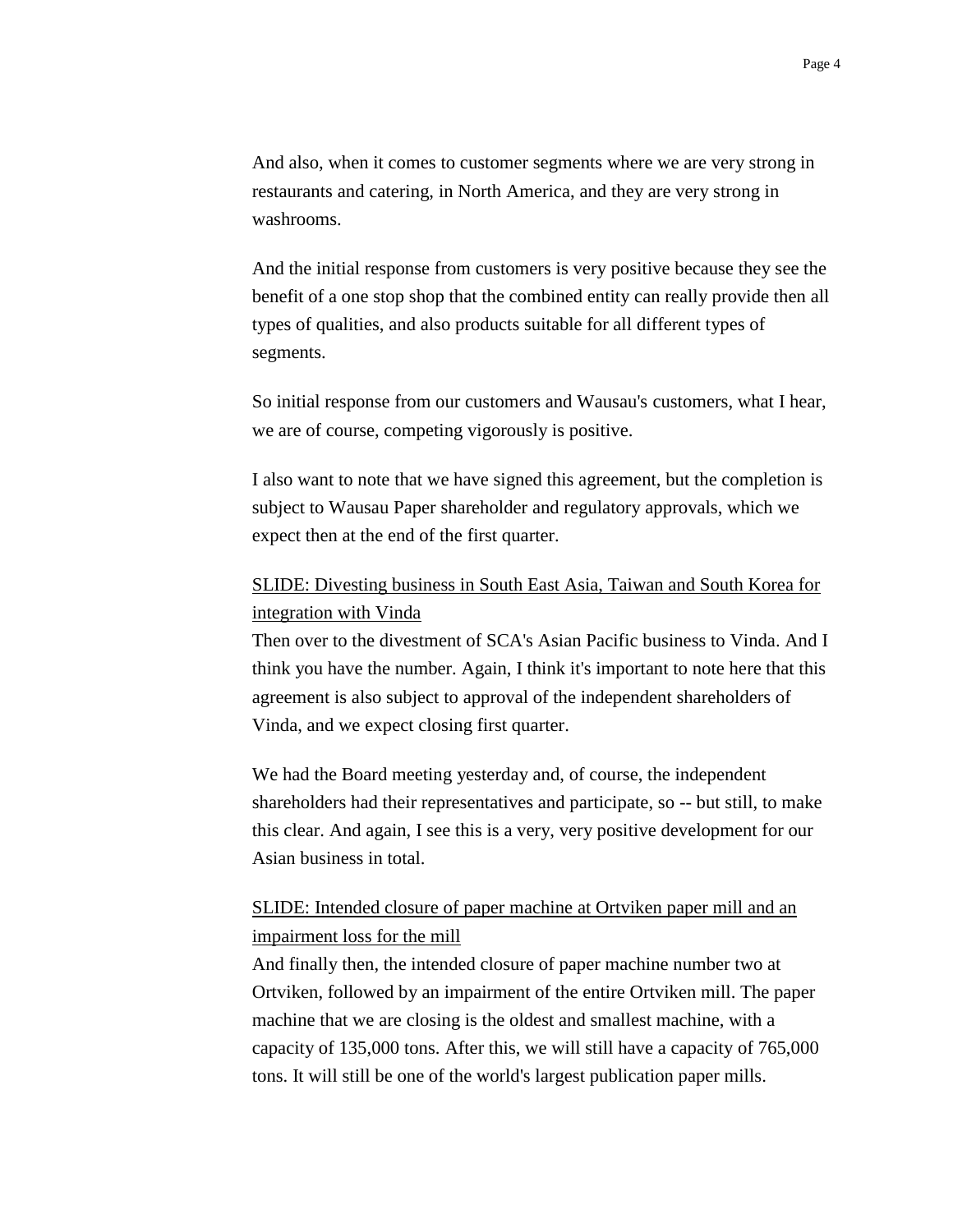And also, when it comes to customer segments where we are very strong in restaurants and catering, in North America, and they are very strong in washrooms.

And the initial response from customers is very positive because they see the benefit of a one stop shop that the combined entity can really provide then all types of qualities, and also products suitable for all different types of segments.

So initial response from our customers and Wausau's customers, what I hear, we are of course, competing vigorously is positive.

I also want to note that we have signed this agreement, but the completion is subject to Wausau Paper shareholder and regulatory approvals, which we expect then at the end of the first quarter.

<u>SLIDE: Divesting business in South East Asia, Taiwan and South Korea for integration with Vinda</u>

Then over to the divestment of SCA's Asian Pacific business to Vinda. And I think you have the number. Again, I think it's important to note here that this agreement is also subject to approval of the independent shareholders of Vinda, and we expect closing first quarter.

We had the Board meeting yesterday and, of course, the independent shareholders had their representatives and participate, so -- but still, to make this clear. And again, I see this is a very, very positive development for our Asian business in total.

<u>SLIDE: Intended closure of paper machine at Ortviken paper mill and an impairment loss for the mill</u>

And finally then, the intended closure of paper machine number two at Ortviken, followed by an impairment of the entire Ortviken mill. The paper machine that we are closing is the oldest and smallest machine, with a capacity of 135,000 tons. After this, we will still have a capacity of 765,000 tons. It will still be one of the world's largest publication paper mills.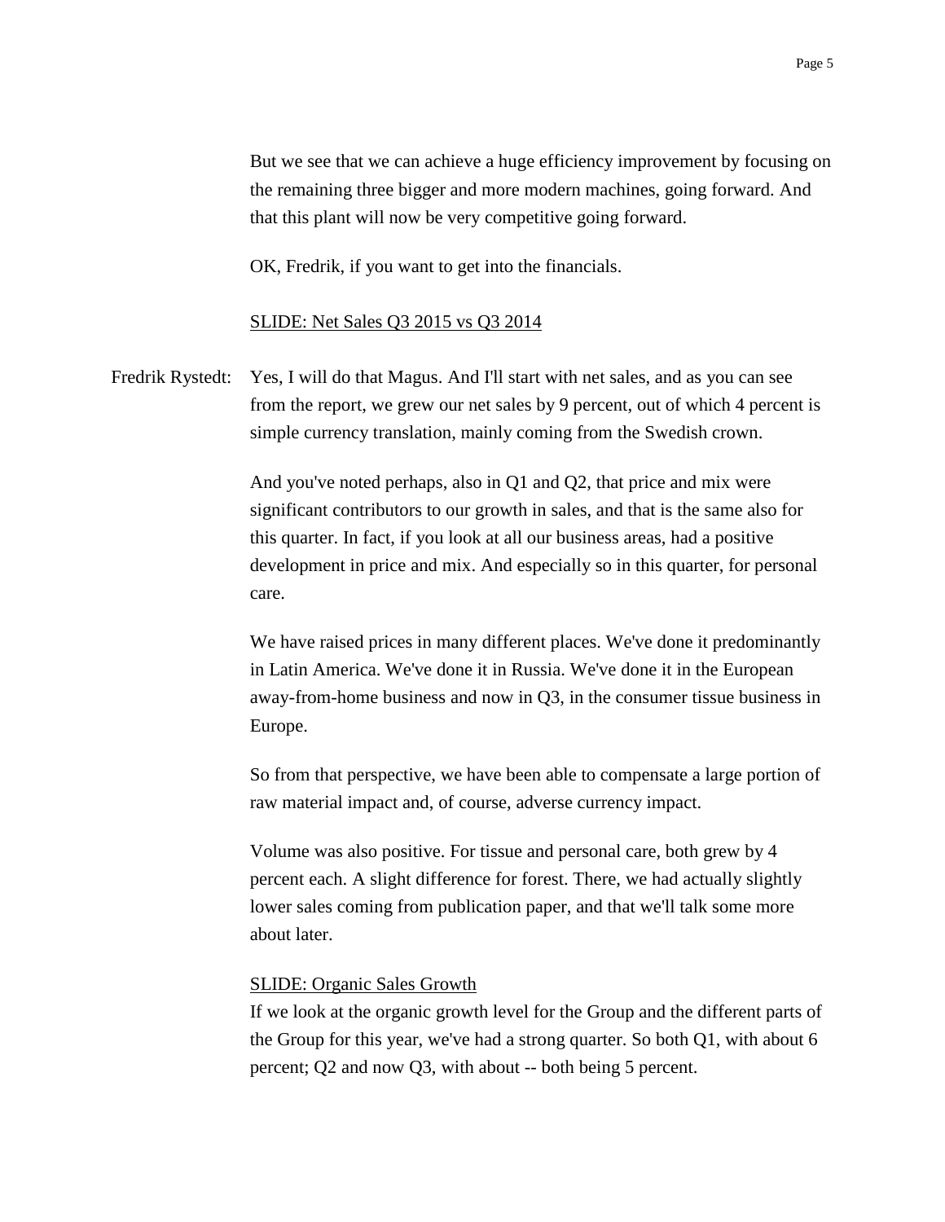But we see that we can achieve a huge efficiency improvement by focusing on the remaining three bigger and more modern machines, going forward. And that this plant will now be very competitive going forward.

OK, Fredrik, if you want to get into the financials.

<u>SLIDE: Net Sales Q3 2015 vs Q3 2014</u>

Fredrik Rystedt: Yes, I will do that Magus. And I'll start with net sales, and as you can see from the report, we grew our net sales by 9 percent, out of which 4 percent is simple currency translation, mainly coming from the Swedish crown.

And you've noted perhaps, also in Q1 and Q2, that price and mix were significant contributors to our growth in sales, and that is the same also for this quarter. In fact, if you look at all our business areas, had a positive development in price and mix. And especially so in this quarter, for personal care.

We have raised prices in many different places. We've done it predominantly in Latin America. We've done it in Russia. We've done it in the European away-from-home business and now in Q3, in the consumer tissue business in Europe.

So from that perspective, we have been able to compensate a large portion of raw material impact and, of course, adverse currency impact.

Volume was also positive. For tissue and personal care, both grew by 4 percent each. A slight difference for forest. There, we had actually slightly lower sales coming from publication paper, and that we'll talk some more about later.

<u>SLIDE: Organic Sales Growth</u>

If we look at the organic growth level for the Group and the different parts of the Group for this year, we've had a strong quarter. So both Q1, with about 6 percent; Q2 and now Q3, with about -- both being 5 percent.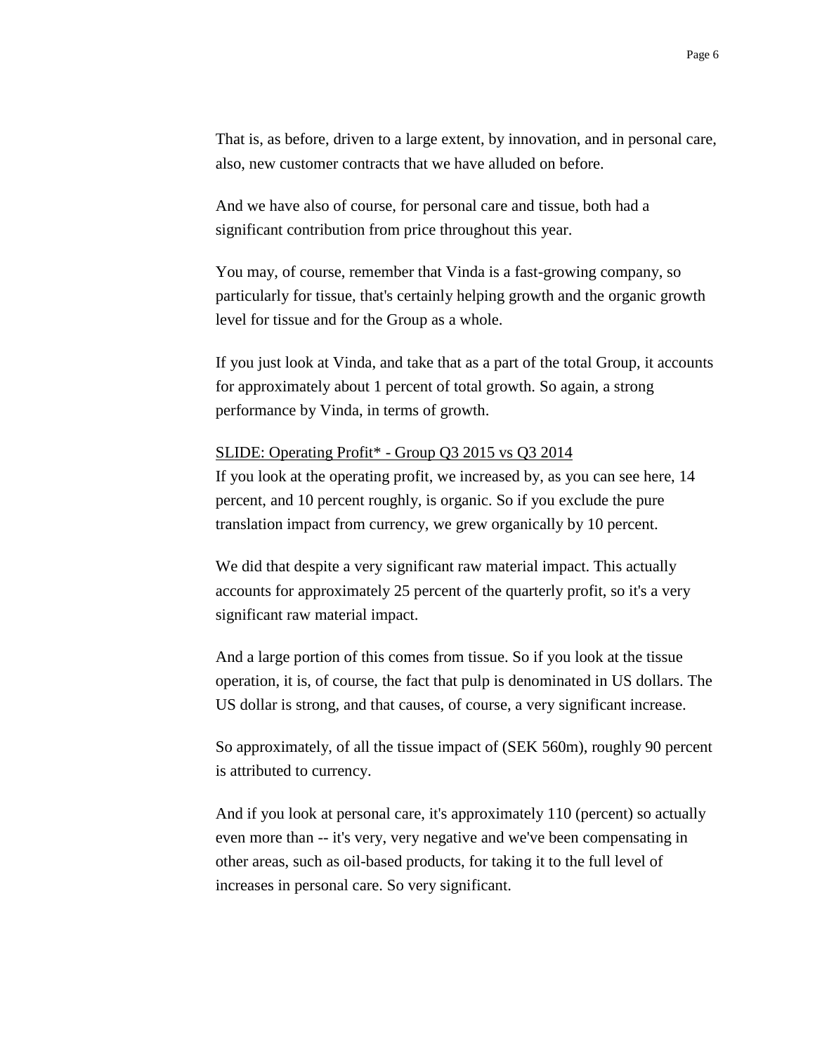That is, as before, driven to a large extent, by innovation, and in personal care, also, new customer contracts that we have alluded on before.

And we have also of course, for personal care and tissue, both had a significant contribution from price throughout this year.

You may, of course, remember that Vinda is a fast-growing company, so particularly for tissue, that's certainly helping growth and the organic growth level for tissue and for the Group as a whole.

If you just look at Vinda, and take that as a part of the total Group, it accounts for approximately about 1 percent of total growth. So again, a strong performance by Vinda, in terms of growth.

SLIDE: Operating Profit* - Group Q3 2015 vs Q3 2014

If you look at the operating profit, we increased by, as you can see here, 14 percent, and 10 percent roughly, is organic. So if you exclude the pure translation impact from currency, we grew organically by 10 percent.

We did that despite a very significant raw material impact. This actually accounts for approximately 25 percent of the quarterly profit, so it's a very significant raw material impact.

And a large portion of this comes from tissue. So if you look at the tissue operation, it is, of course, the fact that pulp is denominated in US dollars. The US dollar is strong, and that causes, of course, a very significant increase.

So approximately, of all the tissue impact of (SEK 560m), roughly 90 percent is attributed to currency.

And if you look at personal care, it's approximately 110 (percent) so actually even more than -- it's very, very negative and we've been compensating in other areas, such as oil-based products, for taking it to the full level of increases in personal care. So very significant.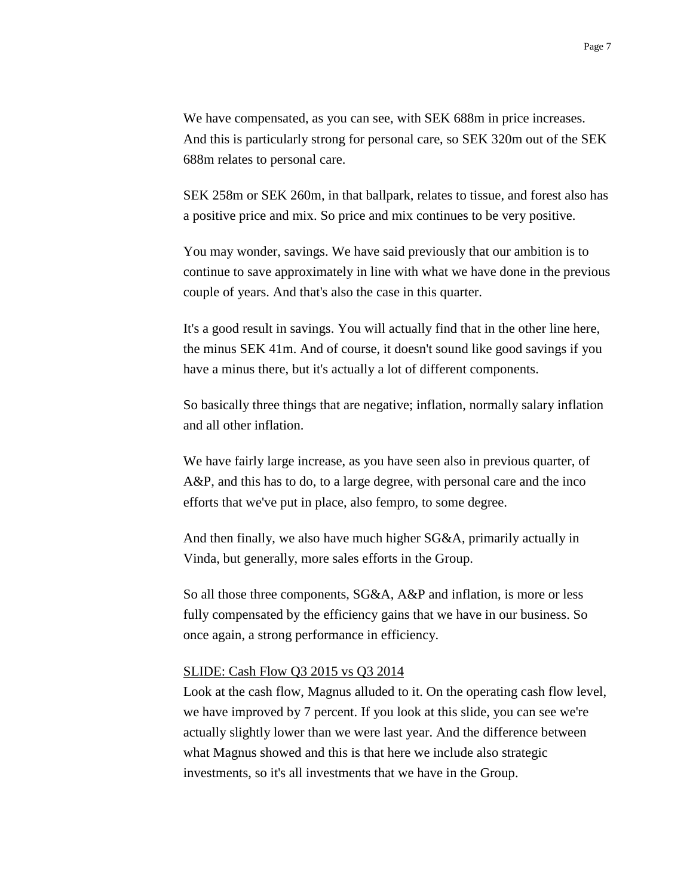We have compensated, as you can see, with SEK 688m in price increases. And this is particularly strong for personal care, so SEK 320m out of the SEK 688m relates to personal care.

SEK 258m or SEK 260m, in that ballpark, relates to tissue, and forest also has a positive price and mix. So price and mix continues to be very positive.

You may wonder, savings. We have said previously that our ambition is to continue to save approximately in line with what we have done in the previous couple of years. And that's also the case in this quarter.

It's a good result in savings. You will actually find that in the other line here, the minus SEK 41m. And of course, it doesn't sound like good savings if you have a minus there, but it's actually a lot of different components.

So basically three things that are negative; inflation, normally salary inflation and all other inflation.

We have fairly large increase, as you have seen also in previous quarter, of A&P, and this has to do, to a large degree, with personal care and the inco efforts that we've put in place, also fempro, to some degree.

And then finally, we also have much higher SG&A, primarily actually in Vinda, but generally, more sales efforts in the Group.

So all those three components, SG&A, A&P and inflation, is more or less fully compensated by the efficiency gains that we have in our business. So once again, a strong performance in efficiency.

SLIDE: Cash Flow Q3 2015 vs Q3 2014

Look at the cash flow, Magnus alluded to it. On the operating cash flow level, we have improved by 7 percent. If you look at this slide, you can see we're actually slightly lower than we were last year. And the difference between what Magnus showed and this is that here we include also strategic investments, so it's all investments that we have in the Group.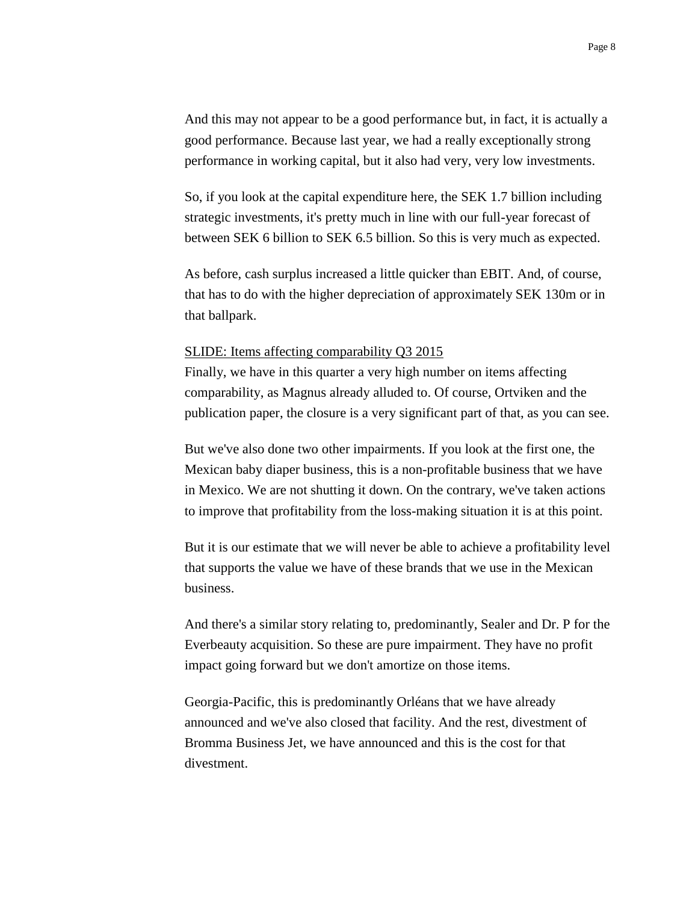And this may not appear to be a good performance but, in fact, it is actually a good performance. Because last year, we had a really exceptionally strong performance in working capital, but it also had very, very low investments.

So, if you look at the capital expenditure here, the SEK 1.7 billion including strategic investments, it's pretty much in line with our full-year forecast of between SEK 6 billion to SEK 6.5 billion. So this is very much as expected.

As before, cash surplus increased a little quicker than EBIT. And, of course, that has to do with the higher depreciation of approximately SEK 130m or in that ballpark.

<u>SLIDE: Items affecting comparability Q3 2015</u>

Finally, we have in this quarter a very high number on items affecting comparability, as Magnus already alluded to. Of course, Ortviken and the publication paper, the closure is a very significant part of that, as you can see.

But we've also done two other impairments. If you look at the first one, the Mexican baby diaper business, this is a non-profitable business that we have in Mexico. We are not shutting it down. On the contrary, we've taken actions to improve that profitability from the loss-making situation it is at this point.

But it is our estimate that we will never be able to achieve a profitability level that supports the value we have of these brands that we use in the Mexican business.

And there's a similar story relating to, predominantly, Sealer and Dr. P for the Everbeauty acquisition. So these are pure impairment. They have no profit impact going forward but we don't amortize on those items.

Georgia-Pacific, this is predominantly Orléans that we have already announced and we've also closed that facility. And the rest, divestment of Bromma Business Jet, we have announced and this is the cost for that divestment.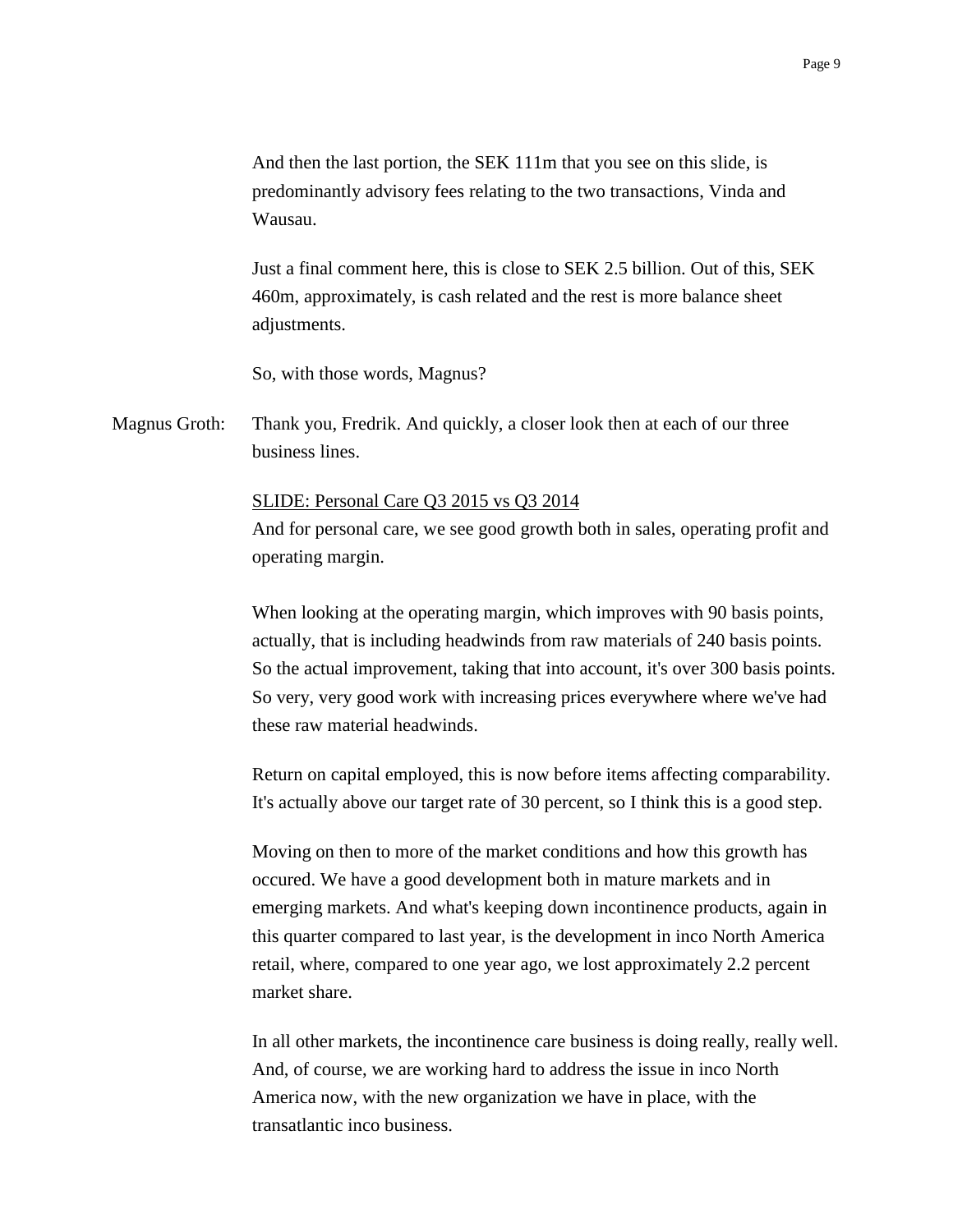And then the last portion, the SEK 111m that you see on this slide, is predominantly advisory fees relating to the two transactions, Vinda and Wausau.

Just a final comment here, this is close to SEK 2.5 billion. Out of this, SEK 460m, approximately, is cash related and the rest is more balance sheet adjustments.

So, with those words, Magnus?

Magnus Groth: Thank you, Fredrik. And quickly, a closer look then at each of our three business lines.

SLIDE: Personal Care Q3 2015 vs Q3 2014

And for personal care, we see good growth both in sales, operating profit and operating margin.

When looking at the operating margin, which improves with 90 basis points, actually, that is including headwinds from raw materials of 240 basis points. So the actual improvement, taking that into account, it's over 300 basis points. So very, very good work with increasing prices everywhere where we've had these raw material headwinds.

Return on capital employed, this is now before items affecting comparability. It's actually above our target rate of 30 percent, so I think this is a good step.

Moving on then to more of the market conditions and how this growth has occured. We have a good development both in mature markets and in emerging markets. And what's keeping down incontinence products, again in this quarter compared to last year, is the development in inco North America retail, where, compared to one year ago, we lost approximately 2.2 percent market share.

In all other markets, the incontinence care business is doing really, really well. And, of course, we are working hard to address the issue in inco North America now, with the new organization we have in place, with the transatlantic inco business.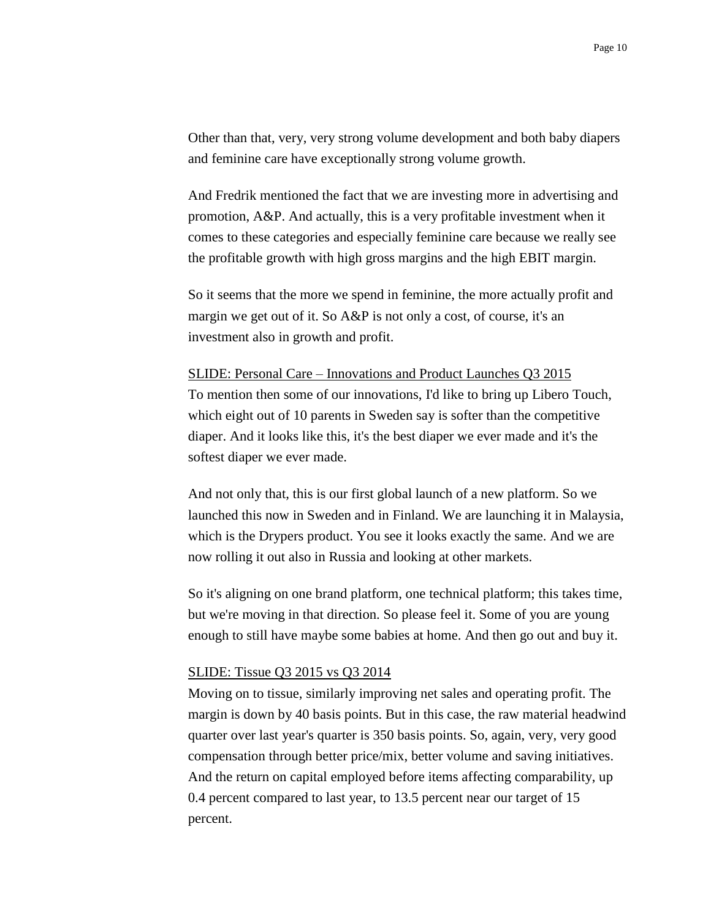Other than that, very, very strong volume development and both baby diapers and feminine care have exceptionally strong volume growth.

And Fredrik mentioned the fact that we are investing more in advertising and promotion, A&P. And actually, this is a very profitable investment when it comes to these categories and especially feminine care because we really see the profitable growth with high gross margins and the high EBIT margin.

So it seems that the more we spend in feminine, the more actually profit and margin we get out of it. So A&P is not only a cost, of course, it's an investment also in growth and profit.

<u>SLIDE: Personal Care – Innovations and Product Launches Q3 2015</u>

To mention then some of our innovations, I'd like to bring up Libero Touch, which eight out of 10 parents in Sweden say is softer than the competitive diaper. And it looks like this, it's the best diaper we ever made and it's the softest diaper we ever made.

And not only that, this is our first global launch of a new platform. So we launched this now in Sweden and in Finland. We are launching it in Malaysia, which is the Drypers product. You see it looks exactly the same. And we are now rolling it out also in Russia and looking at other markets.

So it's aligning on one brand platform, one technical platform; this takes time, but we're moving in that direction. So please feel it. Some of you are young enough to still have maybe some babies at home. And then go out and buy it.

<u>SLIDE: Tissue Q3 2015 vs Q3 2014</u>

Moving on to tissue, similarly improving net sales and operating profit. The margin is down by 40 basis points. But in this case, the raw material headwind quarter over last year's quarter is 350 basis points. So, again, very, very good compensation through better price/mix, better volume and saving initiatives. And the return on capital employed before items affecting comparability, up 0.4 percent compared to last year, to 13.5 percent near our target of 15 percent.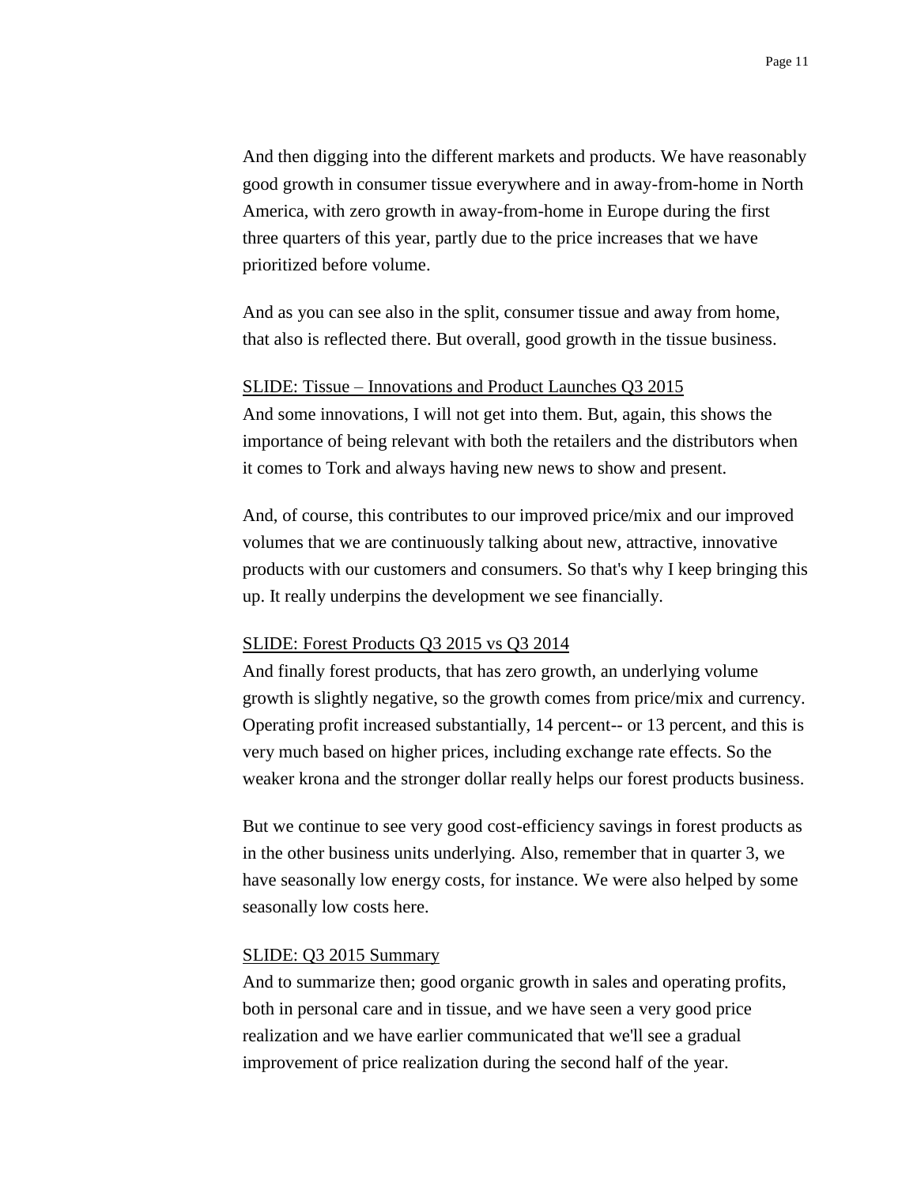And then digging into the different markets and products. We have reasonably good growth in consumer tissue everywhere and in away-from-home in North America, with zero growth in away-from-home in Europe during the first three quarters of this year, partly due to the price increases that we have prioritized before volume.

And as you can see also in the split, consumer tissue and away from home, that also is reflected there. But overall, good growth in the tissue business.

<u>SLIDE: Tissue – Innovations and Product Launches Q3 2015</u>

And some innovations, I will not get into them. But, again, this shows the importance of being relevant with both the retailers and the distributors when it comes to Tork and always having new news to show and present.

And, of course, this contributes to our improved price/mix and our improved volumes that we are continuously talking about new, attractive, innovative products with our customers and consumers. So that's why I keep bringing this up. It really underpins the development we see financially.

<u>SLIDE: Forest Products Q3 2015 vs Q3 2014</u>

And finally forest products, that has zero growth, an underlying volume growth is slightly negative, so the growth comes from price/mix and currency. Operating profit increased substantially, 14 percent-- or 13 percent, and this is very much based on higher prices, including exchange rate effects. So the weaker krona and the stronger dollar really helps our forest products business.

But we continue to see very good cost-efficiency savings in forest products as in the other business units underlying. Also, remember that in quarter 3, we have seasonally low energy costs, for instance. We were also helped by some seasonally low costs here.

<u>SLIDE: Q3 2015 Summary</u>

And to summarize then; good organic growth in sales and operating profits, both in personal care and in tissue, and we have seen a very good price realization and we have earlier communicated that we'll see a gradual improvement of price realization during the second half of the year.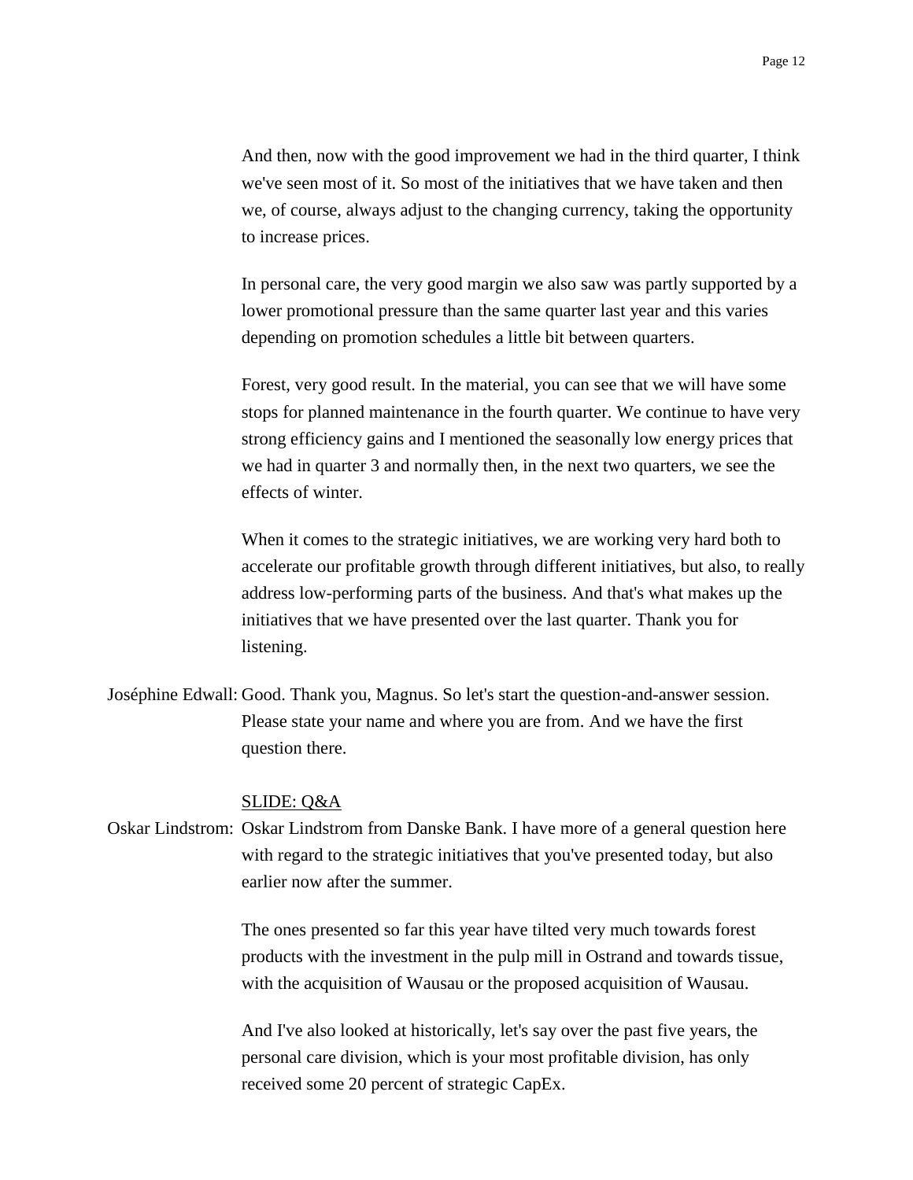And then, now with the good improvement we had in the third quarter, I think we've seen most of it. So most of the initiatives that we have taken and then we, of course, always adjust to the changing currency, taking the opportunity to increase prices.

In personal care, the very good margin we also saw was partly supported by a lower promotional pressure than the same quarter last year and this varies depending on promotion schedules a little bit between quarters.

Forest, very good result. In the material, you can see that we will have some stops for planned maintenance in the fourth quarter. We continue to have very strong efficiency gains and I mentioned the seasonally low energy prices that we had in quarter 3 and normally then, in the next two quarters, we see the effects of winter.

When it comes to the strategic initiatives, we are working very hard both to accelerate our profitable growth through different initiatives, but also, to really address low-performing parts of the business. And that's what makes up the initiatives that we have presented over the last quarter. Thank you for listening.

Joséphine Edwall: Good. Thank you, Magnus. So let's start the question-and-answer session. Please state your name and where you are from. And we have the first question there.

<u>SLIDE: Q&A</u>

Oskar Lindstrom: Oskar Lindstrom from Danske Bank. I have more of a general question here with regard to the strategic initiatives that you've presented today, but also earlier now after the summer.

The ones presented so far this year have tilted very much towards forest products with the investment in the pulp mill in Ostrand and towards tissue, with the acquisition of Wausau or the proposed acquisition of Wausau.

And I've also looked at historically, let's say over the past five years, the personal care division, which is your most profitable division, has only received some 20 percent of strategic CapEx.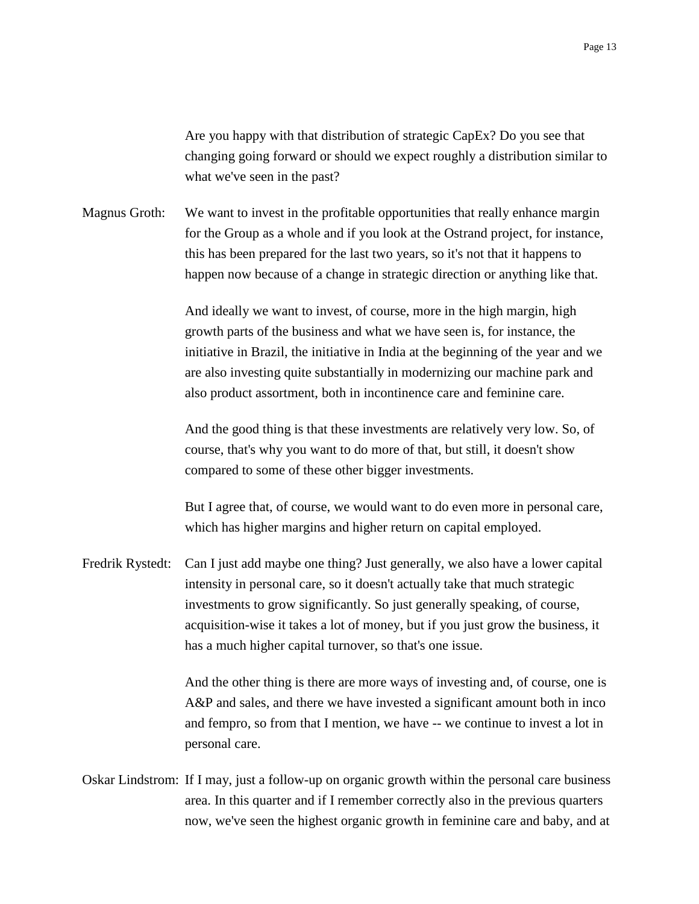Are you happy with that distribution of strategic CapEx? Do you see that changing going forward or should we expect roughly a distribution similar to what we've seen in the past?

Magnus Groth: We want to invest in the profitable opportunities that really enhance margin for the Group as a whole and if you look at the Ostrand project, for instance, this has been prepared for the last two years, so it's not that it happens to happen now because of a change in strategic direction or anything like that.

And ideally we want to invest, of course, more in the high margin, high growth parts of the business and what we have seen is, for instance, the initiative in Brazil, the initiative in India at the beginning of the year and we are also investing quite substantially in modernizing our machine park and also product assortment, both in incontinence care and feminine care.

And the good thing is that these investments are relatively very low. So, of course, that's why you want to do more of that, but still, it doesn't show compared to some of these other bigger investments.

But I agree that, of course, we would want to do even more in personal care, which has higher margins and higher return on capital employed.

Fredrik Rystedt: Can I just add maybe one thing? Just generally, we also have a lower capital intensity in personal care, so it doesn't actually take that much strategic investments to grow significantly. So just generally speaking, of course, acquisition-wise it takes a lot of money, but if you just grow the business, it has a much higher capital turnover, so that's one issue.

And the other thing is there are more ways of investing and, of course, one is A&P and sales, and there we have invested a significant amount both in inco and fempro, so from that I mention, we have -- we continue to invest a lot in personal care.

Oskar Lindstrom: If I may, just a follow-up on organic growth within the personal care business area. In this quarter and if I remember correctly also in the previous quarters now, we've seen the highest organic growth in feminine care and baby, and at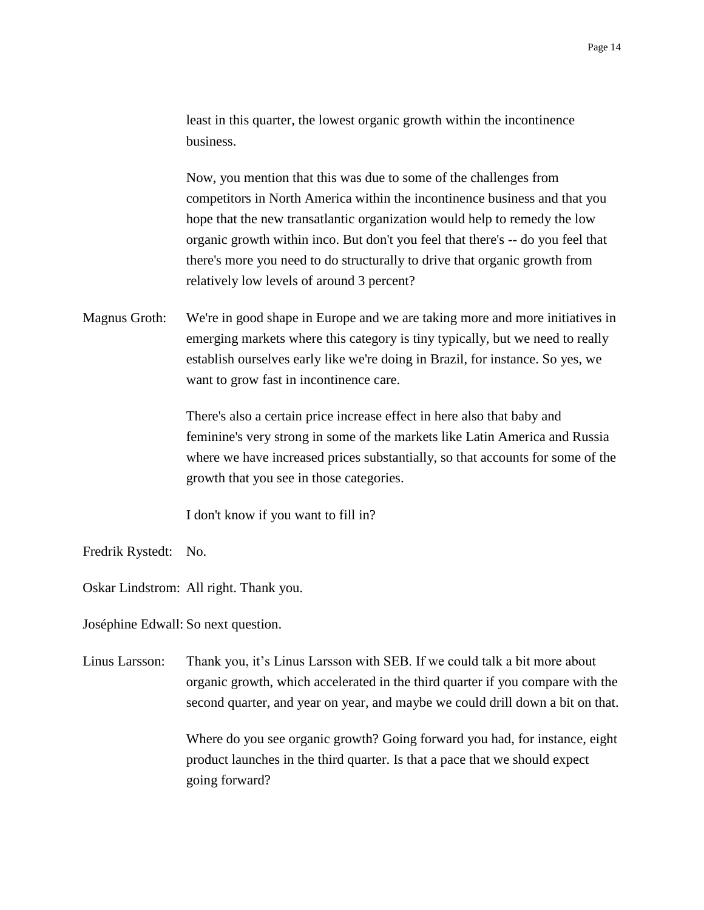least in this quarter, the lowest organic growth within the incontinence business.

Now, you mention that this was due to some of the challenges from competitors in North America within the incontinence business and that you hope that the new transatlantic organization would help to remedy the low organic growth within inco. But don't you feel that there's -- do you feel that there's more you need to do structurally to drive that organic growth from relatively low levels of around 3 percent?

Magnus Groth: We're in good shape in Europe and we are taking more and more initiatives in emerging markets where this category is tiny typically, but we need to really establish ourselves early like we're doing in Brazil, for instance. So yes, we want to grow fast in incontinence care.

There's also a certain price increase effect in here also that baby and feminine's very strong in some of the markets like Latin America and Russia where we have increased prices substantially, so that accounts for some of the growth that you see in those categories.

I don't know if you want to fill in?

Fredrik Rystedt: No.

Oskar Lindstrom: All right. Thank you.

Joséphine Edwall: So next question.

Linus Larsson: Thank you, it's Linus Larsson with SEB. If we could talk a bit more about organic growth, which accelerated in the third quarter if you compare with the second quarter, and year on year, and maybe we could drill down a bit on that.

Where do you see organic growth? Going forward you had, for instance, eight product launches in the third quarter. Is that a pace that we should expect going forward?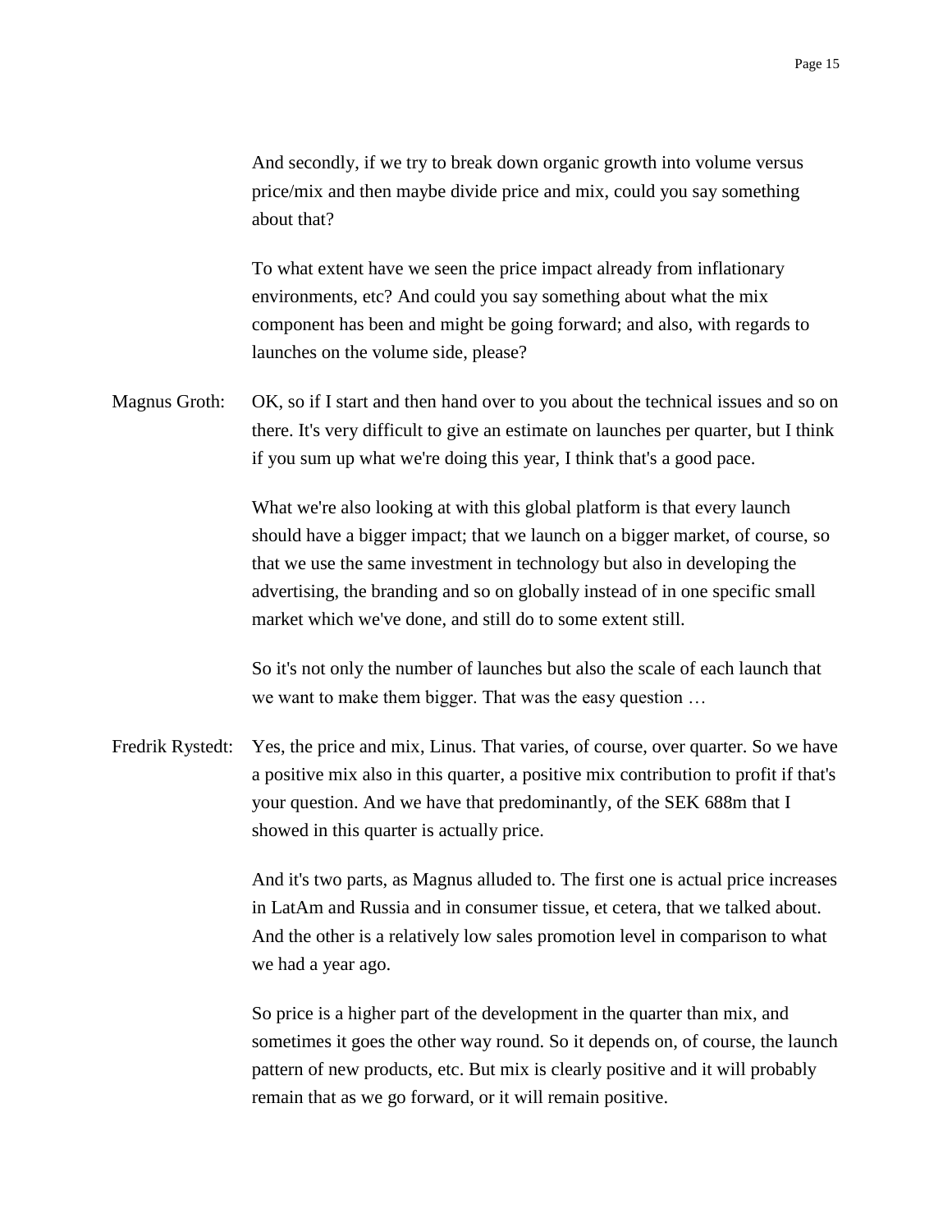And secondly, if we try to break down organic growth into volume versus price/mix and then maybe divide price and mix, could you say something about that?

To what extent have we seen the price impact already from inflationary environments, etc? And could you say something about what the mix component has been and might be going forward; and also, with regards to launches on the volume side, please?

Magnus Groth: OK, so if I start and then hand over to you about the technical issues and so on there. It's very difficult to give an estimate on launches per quarter, but I think if you sum up what we're doing this year, I think that's a good pace.

What we're also looking at with this global platform is that every launch should have a bigger impact; that we launch on a bigger market, of course, so that we use the same investment in technology but also in developing the advertising, the branding and so on globally instead of in one specific small market which we've done, and still do to some extent still.

So it's not only the number of launches but also the scale of each launch that we want to make them bigger. That was the easy question …

Fredrik Rystedt: Yes, the price and mix, Linus. That varies, of course, over quarter. So we have a positive mix also in this quarter, a positive mix contribution to profit if that's your question. And we have that predominantly, of the SEK 688m that I showed in this quarter is actually price.

And it's two parts, as Magnus alluded to. The first one is actual price increases in LatAm and Russia and in consumer tissue, et cetera, that we talked about. And the other is a relatively low sales promotion level in comparison to what we had a year ago.

So price is a higher part of the development in the quarter than mix, and sometimes it goes the other way round. So it depends on, of course, the launch pattern of new products, etc. But mix is clearly positive and it will probably remain that as we go forward, or it will remain positive.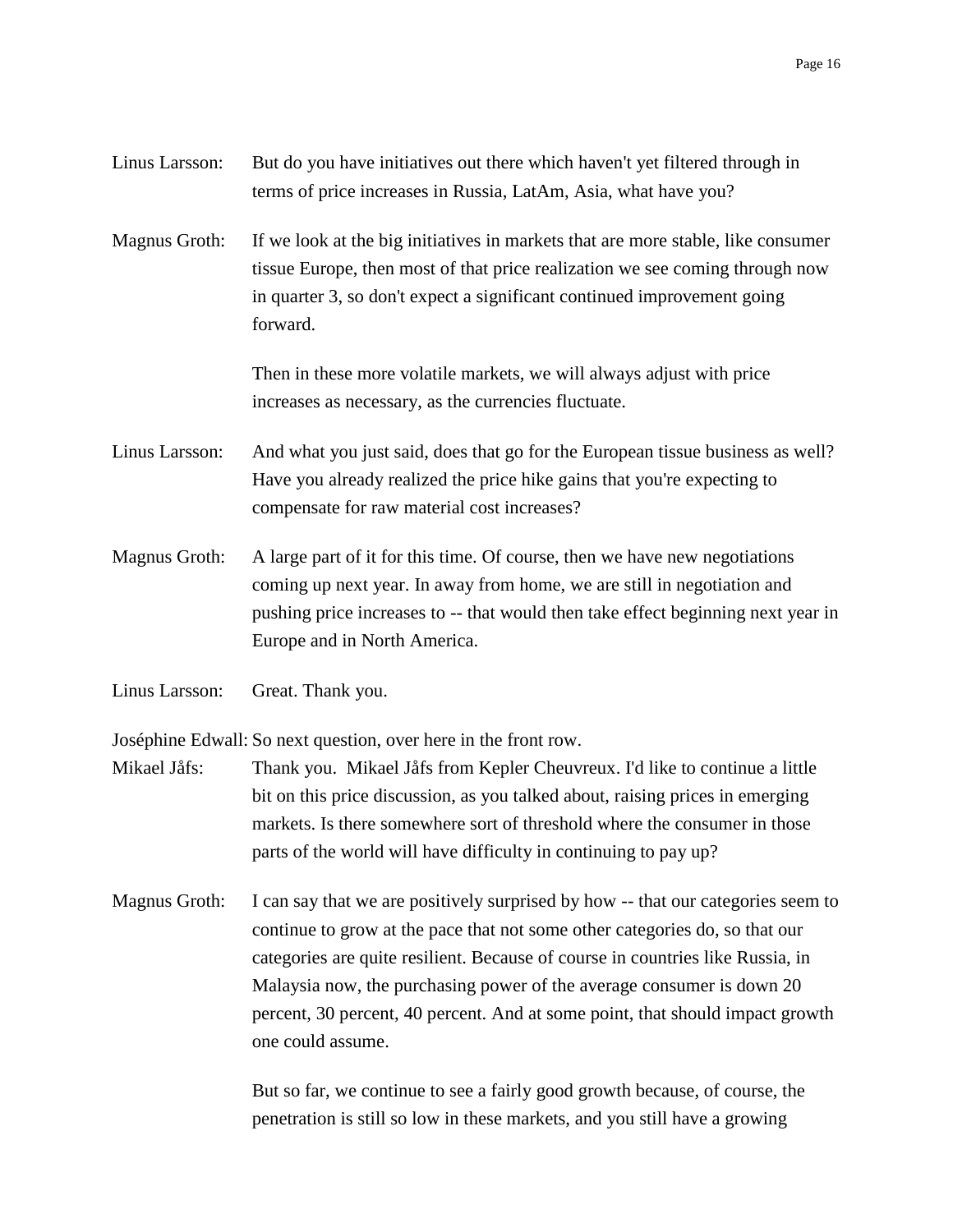Linus Larsson: But do you have initiatives out there which haven't yet filtered through in terms of price increases in Russia, LatAm, Asia, what have you?

Magnus Groth: If we look at the big initiatives in markets that are more stable, like consumer tissue Europe, then most of that price realization we see coming through now in quarter 3, so don't expect a significant continued improvement going forward.

Then in these more volatile markets, we will always adjust with price increases as necessary, as the currencies fluctuate.

Linus Larsson: And what you just said, does that go for the European tissue business as well? Have you already realized the price hike gains that you're expecting to compensate for raw material cost increases?

Magnus Groth: A large part of it for this time. Of course, then we have new negotiations coming up next year. In away from home, we are still in negotiation and pushing price increases to -- that would then take effect beginning next year in Europe and in North America.

Linus Larsson: Great. Thank you.

Joséphine Edwall: So next question, over here in the front row.

Mikael Jåfs: Thank you. Mikael Jåfs from Kepler Cheuvreux. I'd like to continue a little bit on this price discussion, as you talked about, raising prices in emerging markets. Is there somewhere sort of threshold where the consumer in those parts of the world will have difficulty in continuing to pay up?

Magnus Groth: I can say that we are positively surprised by how -- that our categories seem to continue to grow at the pace that not some other categories do, so that our categories are quite resilient. Because of course in countries like Russia, in Malaysia now, the purchasing power of the average consumer is down 20 percent, 30 percent, 40 percent. And at some point, that should impact growth one could assume.

But so far, we continue to see a fairly good growth because, of course, the penetration is still so low in these markets, and you still have a growing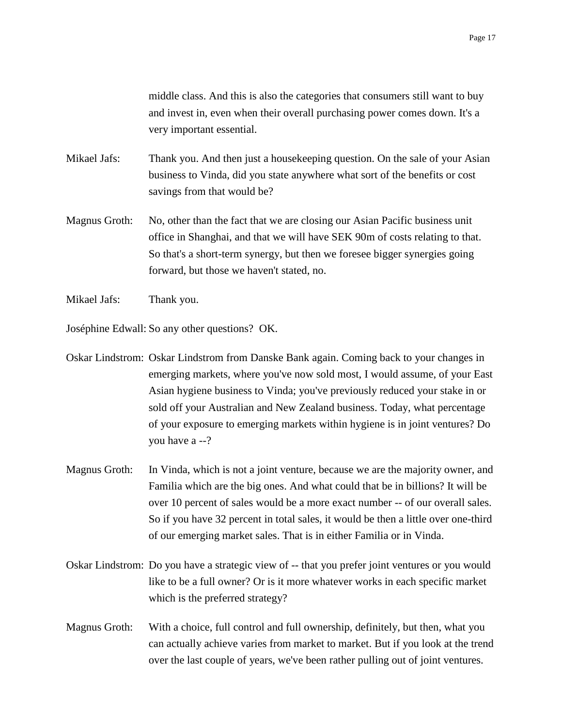middle class. And this is also the categories that consumers still want to buy and invest in, even when their overall purchasing power comes down. It's a very important essential.

Mikael Jafs: Thank you. And then just a housekeeping question. On the sale of your Asian business to Vinda, did you state anywhere what sort of the benefits or cost savings from that would be?

Magnus Groth: No, other than the fact that we are closing our Asian Pacific business unit office in Shanghai, and that we will have SEK 90m of costs relating to that. So that's a short-term synergy, but then we foresee bigger synergies going forward, but those we haven't stated, no.

Mikael Jafs: Thank you.

Joséphine Edwall: So any other questions? OK.

Oskar Lindstrom: Oskar Lindstrom from Danske Bank again. Coming back to your changes in emerging markets, where you've now sold most, I would assume, of your East Asian hygiene business to Vinda; you've previously reduced your stake in or sold off your Australian and New Zealand business. Today, what percentage of your exposure to emerging markets within hygiene is in joint ventures? Do you have a --?

Magnus Groth: In Vinda, which is not a joint venture, because we are the majority owner, and Familia which are the big ones. And what could that be in billions? It will be over 10 percent of sales would be a more exact number -- of our overall sales. So if you have 32 percent in total sales, it would be then a little over one-third of our emerging market sales. That is in either Familia or in Vinda.

Oskar Lindstrom: Do you have a strategic view of -- that you prefer joint ventures or you would like to be a full owner? Or is it more whatever works in each specific market which is the preferred strategy?

Magnus Groth: With a choice, full control and full ownership, definitely, but then, what you can actually achieve varies from market to market. But if you look at the trend over the last couple of years, we've been rather pulling out of joint ventures.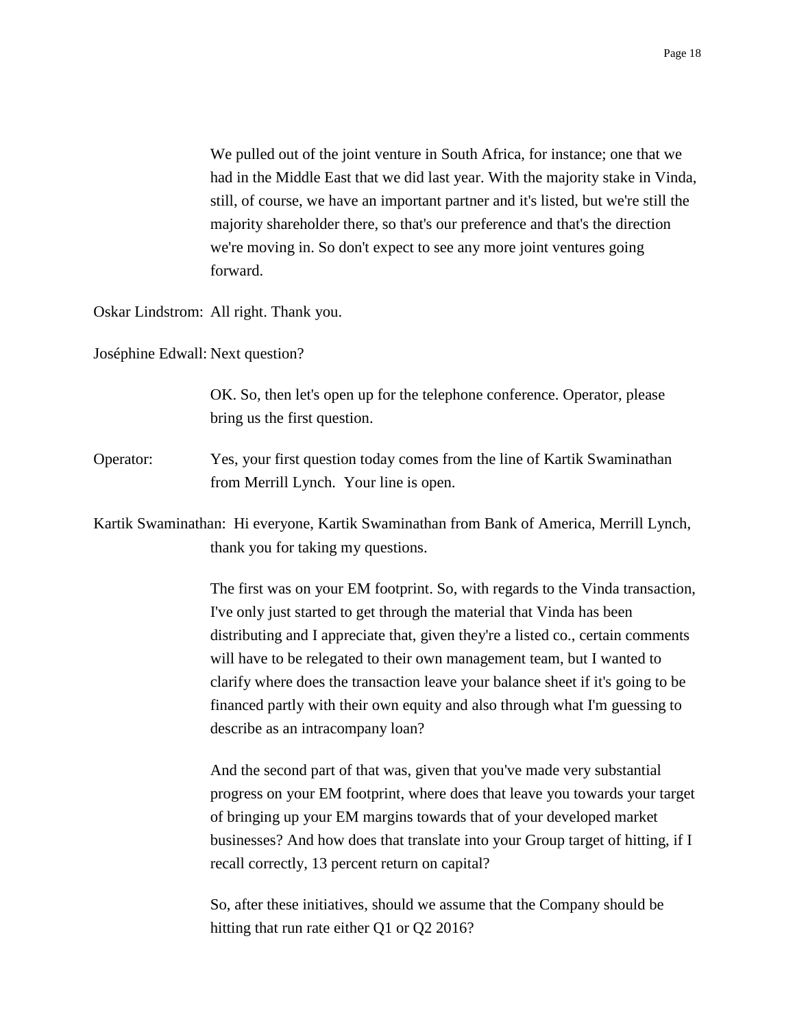We pulled out of the joint venture in South Africa, for instance; one that we had in the Middle East that we did last year. With the majority stake in Vinda, still, of course, we have an important partner and it's listed, but we're still the majority shareholder there, so that's our preference and that's the direction we're moving in. So don't expect to see any more joint ventures going forward.

Oskar Lindstrom: All right. Thank you.

Joséphine Edwall: Next question?

OK. So, then let's open up for the telephone conference. Operator, please bring us the first question.

Operator: Yes, your first question today comes from the line of Kartik Swaminathan from Merrill Lynch. Your line is open.

Kartik Swaminathan: Hi everyone, Kartik Swaminathan from Bank of America, Merrill Lynch, thank you for taking my questions.

The first was on your EM footprint. So, with regards to the Vinda transaction, I've only just started to get through the material that Vinda has been distributing and I appreciate that, given they're a listed co., certain comments will have to be relegated to their own management team, but I wanted to clarify where does the transaction leave your balance sheet if it's going to be financed partly with their own equity and also through what I'm guessing to describe as an intracompany loan?

And the second part of that was, given that you've made very substantial progress on your EM footprint, where does that leave you towards your target of bringing up your EM margins towards that of your developed market businesses? And how does that translate into your Group target of hitting, if I recall correctly, 13 percent return on capital?

So, after these initiatives, should we assume that the Company should be hitting that run rate either Q1 or Q2 2016?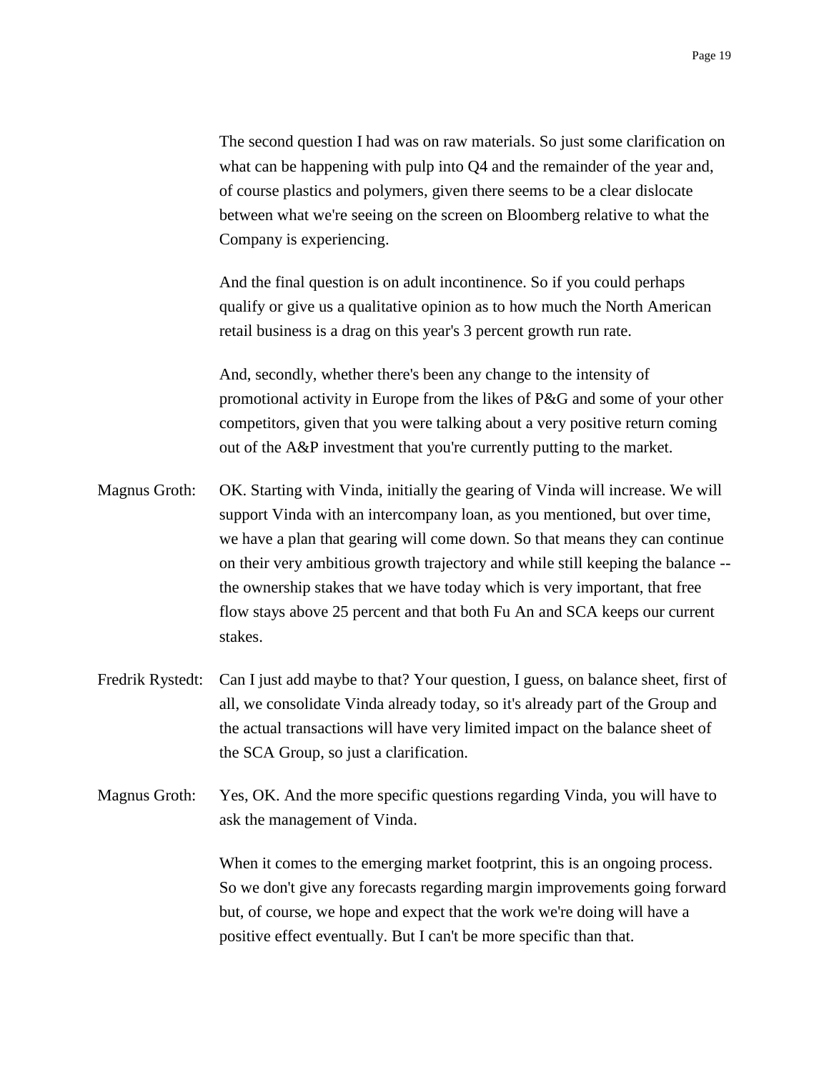The second question I had was on raw materials. So just some clarification on what can be happening with pulp into Q4 and the remainder of the year and, of course plastics and polymers, given there seems to be a clear dislocate between what we're seeing on the screen on Bloomberg relative to what the Company is experiencing.

And the final question is on adult incontinence. So if you could perhaps qualify or give us a qualitative opinion as to how much the North American retail business is a drag on this year's 3 percent growth run rate.

And, secondly, whether there's been any change to the intensity of promotional activity in Europe from the likes of P&G and some of your other competitors, given that you were talking about a very positive return coming out of the A&P investment that you're currently putting to the market.

Magnus Groth: OK. Starting with Vinda, initially the gearing of Vinda will increase. We will support Vinda with an intercompany loan, as you mentioned, but over time, we have a plan that gearing will come down. So that means they can continue on their very ambitious growth trajectory and while still keeping the balance -- the ownership stakes that we have today which is very important, that free flow stays above 25 percent and that both Fu An and SCA keeps our current stakes.

Fredrik Rystedt: Can I just add maybe to that? Your question, I guess, on balance sheet, first of all, we consolidate Vinda already today, so it's already part of the Group and the actual transactions will have very limited impact on the balance sheet of the SCA Group, so just a clarification.

Magnus Groth: Yes, OK. And the more specific questions regarding Vinda, you will have to ask the management of Vinda.

When it comes to the emerging market footprint, this is an ongoing process. So we don't give any forecasts regarding margin improvements going forward but, of course, we hope and expect that the work we're doing will have a positive effect eventually. But I can't be more specific than that.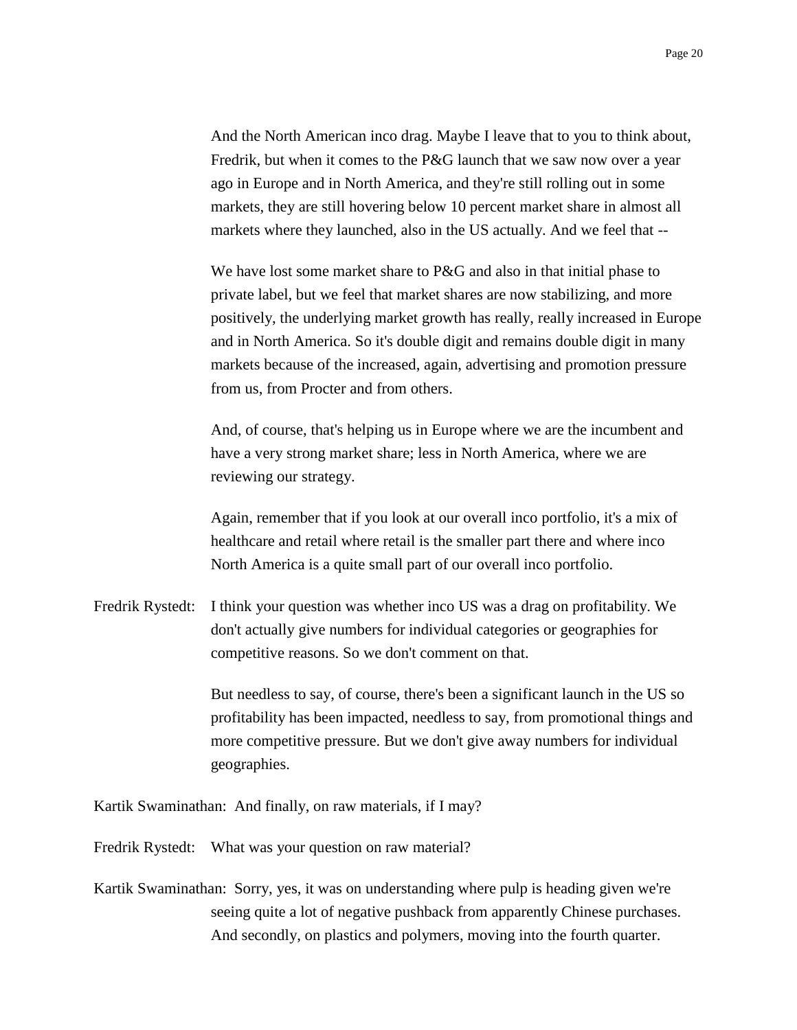And the North American inco drag. Maybe I leave that to you to think about, Fredrik, but when it comes to the P&G launch that we saw now over a year ago in Europe and in North America, and they're still rolling out in some markets, they are still hovering below 10 percent market share in almost all markets where they launched, also in the US actually. And we feel that --

We have lost some market share to P&G and also in that initial phase to private label, but we feel that market shares are now stabilizing, and more positively, the underlying market growth has really, really increased in Europe and in North America. So it's double digit and remains double digit in many markets because of the increased, again, advertising and promotion pressure from us, from Procter and from others.

And, of course, that's helping us in Europe where we are the incumbent and have a very strong market share; less in North America, where we are reviewing our strategy.

Again, remember that if you look at our overall inco portfolio, it's a mix of healthcare and retail where retail is the smaller part there and where inco North America is a quite small part of our overall inco portfolio.

Fredrik Rystedt: I think your question was whether inco US was a drag on profitability. We don't actually give numbers for individual categories or geographies for competitive reasons. So we don't comment on that.

But needless to say, of course, there's been a significant launch in the US so profitability has been impacted, needless to say, from promotional things and more competitive pressure. But we don't give away numbers for individual geographies.

Kartik Swaminathan: And finally, on raw materials, if I may?

Fredrik Rystedt: What was your question on raw material?

Kartik Swaminathan: Sorry, yes, it was on understanding where pulp is heading given we're seeing quite a lot of negative pushback from apparently Chinese purchases. And secondly, on plastics and polymers, moving into the fourth quarter.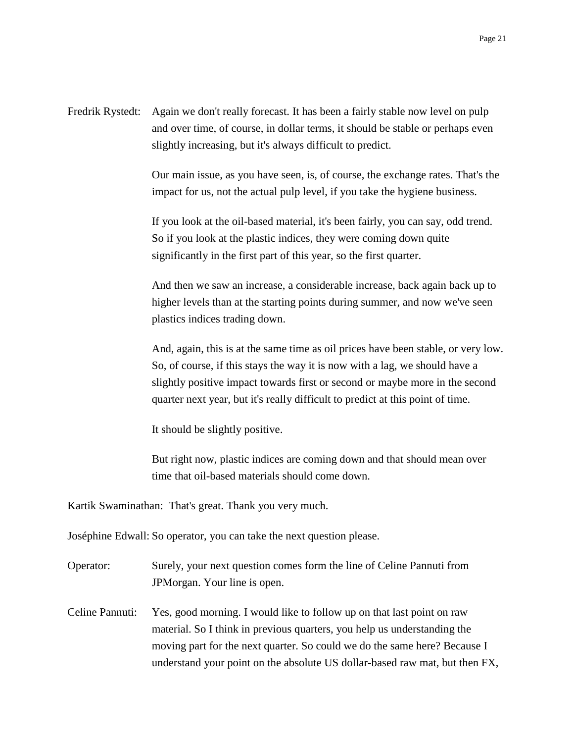Fredrik Rystedt: Again we don't really forecast. It has been a fairly stable now level on pulp and over time, of course, in dollar terms, it should be stable or perhaps even slightly increasing, but it's always difficult to predict.

Our main issue, as you have seen, is, of course, the exchange rates. That's the impact for us, not the actual pulp level, if you take the hygiene business.

If you look at the oil-based material, it's been fairly, you can say, odd trend. So if you look at the plastic indices, they were coming down quite significantly in the first part of this year, so the first quarter.

And then we saw an increase, a considerable increase, back again back up to higher levels than at the starting points during summer, and now we've seen plastics indices trading down.

And, again, this is at the same time as oil prices have been stable, or very low. So, of course, if this stays the way it is now with a lag, we should have a slightly positive impact towards first or second or maybe more in the second quarter next year, but it's really difficult to predict at this point of time.

It should be slightly positive.

But right now, plastic indices are coming down and that should mean over time that oil-based materials should come down.

Kartik Swaminathan: That's great. Thank you very much.

Joséphine Edwall: So operator, you can take the next question please.

Operator: Surely, your next question comes form the line of Celine Pannuti from JPMorgan. Your line is open.

Celine Pannuti: Yes, good morning. I would like to follow up on that last point on raw material. So I think in previous quarters, you help us understanding the moving part for the next quarter. So could we do the same here? Because I understand your point on the absolute US dollar-based raw mat, but then FX,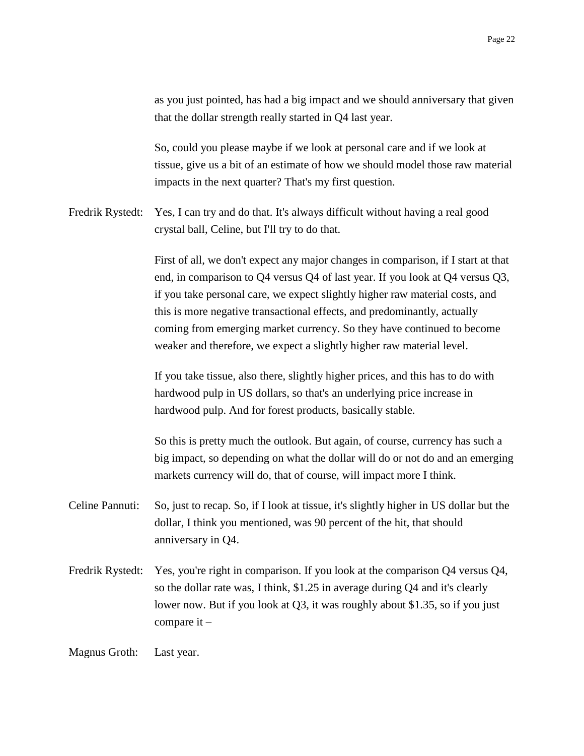as you just pointed, has had a big impact and we should anniversary that given that the dollar strength really started in Q4 last year.

So, could you please maybe if we look at personal care and if we look at tissue, give us a bit of an estimate of how we should model those raw material impacts in the next quarter? That's my first question.

Fredrik Rystedt: Yes, I can try and do that. It's always difficult without having a real good crystal ball, Celine, but I'll try to do that.

First of all, we don't expect any major changes in comparison, if I start at that end, in comparison to Q4 versus Q4 of last year. If you look at Q4 versus Q3, if you take personal care, we expect slightly higher raw material costs, and this is more negative transactional effects, and predominantly, actually coming from emerging market currency. So they have continued to become weaker and therefore, we expect a slightly higher raw material level.

If you take tissue, also there, slightly higher prices, and this has to do with hardwood pulp in US dollars, so that's an underlying price increase in hardwood pulp. And for forest products, basically stable.

So this is pretty much the outlook. But again, of course, currency has such a big impact, so depending on what the dollar will do or not do and an emerging markets currency will do, that of course, will impact more I think.

Celine Pannuti: So, just to recap. So, if I look at tissue, it's slightly higher in US dollar but the dollar, I think you mentioned, was 90 percent of the hit, that should anniversary in Q4.

Fredrik Rystedt: Yes, you're right in comparison. If you look at the comparison Q4 versus Q4, so the dollar rate was, I think, $1.25 in average during Q4 and it's clearly lower now. But if you look at Q3, it was roughly about $1.35, so if you just compare it –

Magnus Groth: Last year.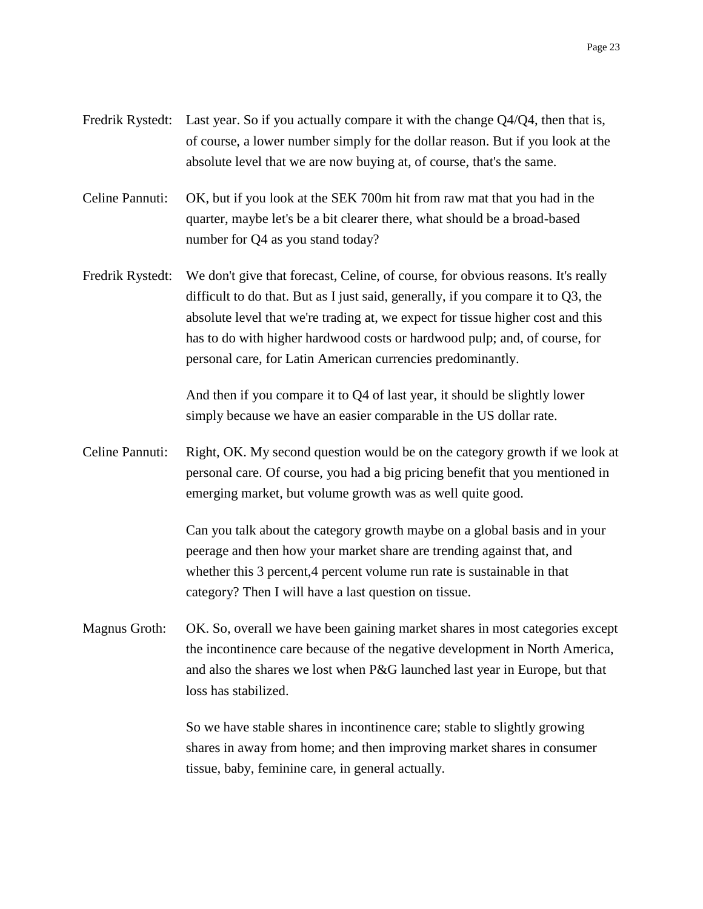Fredrik Rystedt: Last year. So if you actually compare it with the change Q4/Q4, then that is, of course, a lower number simply for the dollar reason. But if you look at the absolute level that we are now buying at, of course, that's the same.

Celine Pannuti: OK, but if you look at the SEK 700m hit from raw mat that you had in the quarter, maybe let's be a bit clearer there, what should be a broad-based number for Q4 as you stand today?

Fredrik Rystedt: We don't give that forecast, Celine, of course, for obvious reasons. It's really difficult to do that. But as I just said, generally, if you compare it to Q3, the absolute level that we're trading at, we expect for tissue higher cost and this has to do with higher hardwood costs or hardwood pulp; and, of course, for personal care, for Latin American currencies predominantly.

And then if you compare it to Q4 of last year, it should be slightly lower simply because we have an easier comparable in the US dollar rate.

Celine Pannuti: Right, OK. My second question would be on the category growth if we look at personal care. Of course, you had a big pricing benefit that you mentioned in emerging market, but volume growth was as well quite good.

Can you talk about the category growth maybe on a global basis and in your peerage and then how your market share are trending against that, and whether this 3 percent,4 percent volume run rate is sustainable in that category? Then I will have a last question on tissue.

Magnus Groth: OK. So, overall we have been gaining market shares in most categories except the incontinence care because of the negative development in North America, and also the shares we lost when P&G launched last year in Europe, but that loss has stabilized.

So we have stable shares in incontinence care; stable to slightly growing shares in away from home; and then improving market shares in consumer tissue, baby, feminine care, in general actually.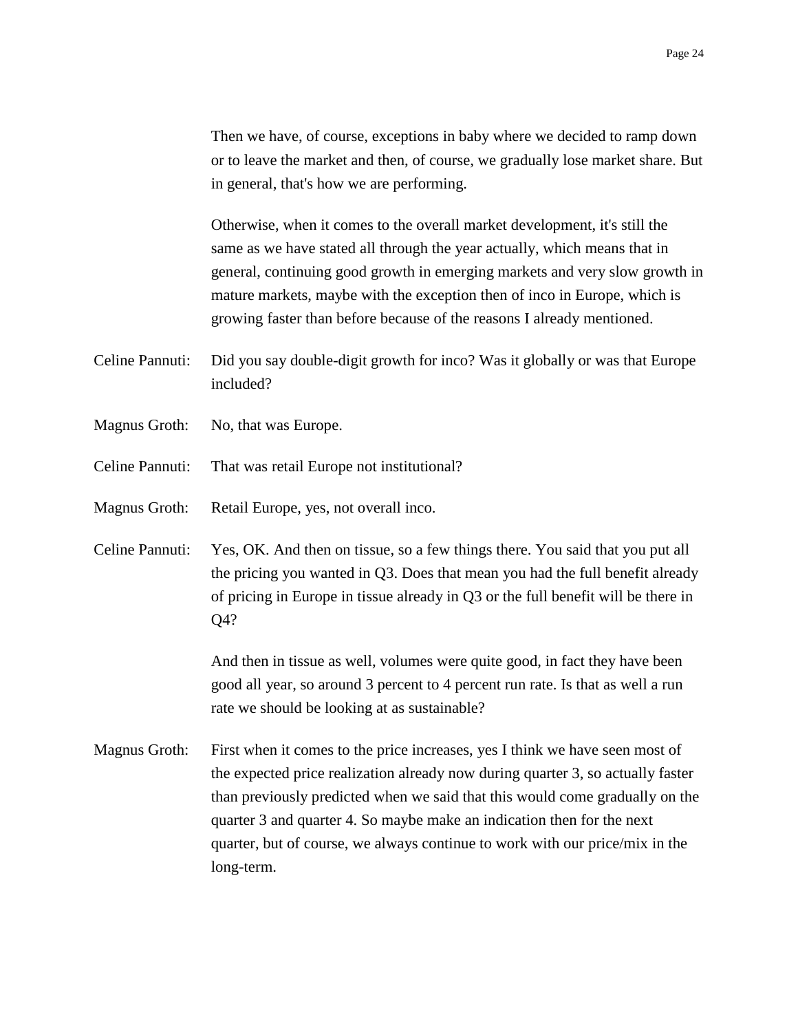Then we have, of course, exceptions in baby where we decided to ramp down or to leave the market and then, of course, we gradually lose market share. But in general, that's how we are performing.

Otherwise, when it comes to the overall market development, it's still the same as we have stated all through the year actually, which means that in general, continuing good growth in emerging markets and very slow growth in mature markets, maybe with the exception then of inco in Europe, which is growing faster than before because of the reasons I already mentioned.

Celine Pannuti: Did you say double-digit growth for inco? Was it globally or was that Europe included?

Magnus Groth: No, that was Europe.

Celine Pannuti: That was retail Europe not institutional?

Magnus Groth: Retail Europe, yes, not overall inco.

Celine Pannuti: Yes, OK. And then on tissue, so a few things there. You said that you put all the pricing you wanted in Q3. Does that mean you had the full benefit already of pricing in Europe in tissue already in Q3 or the full benefit will be there in Q4?

And then in tissue as well, volumes were quite good, in fact they have been good all year, so around 3 percent to 4 percent run rate. Is that as well a run rate we should be looking at as sustainable?

Magnus Groth: First when it comes to the price increases, yes I think we have seen most of the expected price realization already now during quarter 3, so actually faster than previously predicted when we said that this would come gradually on the quarter 3 and quarter 4. So maybe make an indication then for the next quarter, but of course, we always continue to work with our price/mix in the long-term.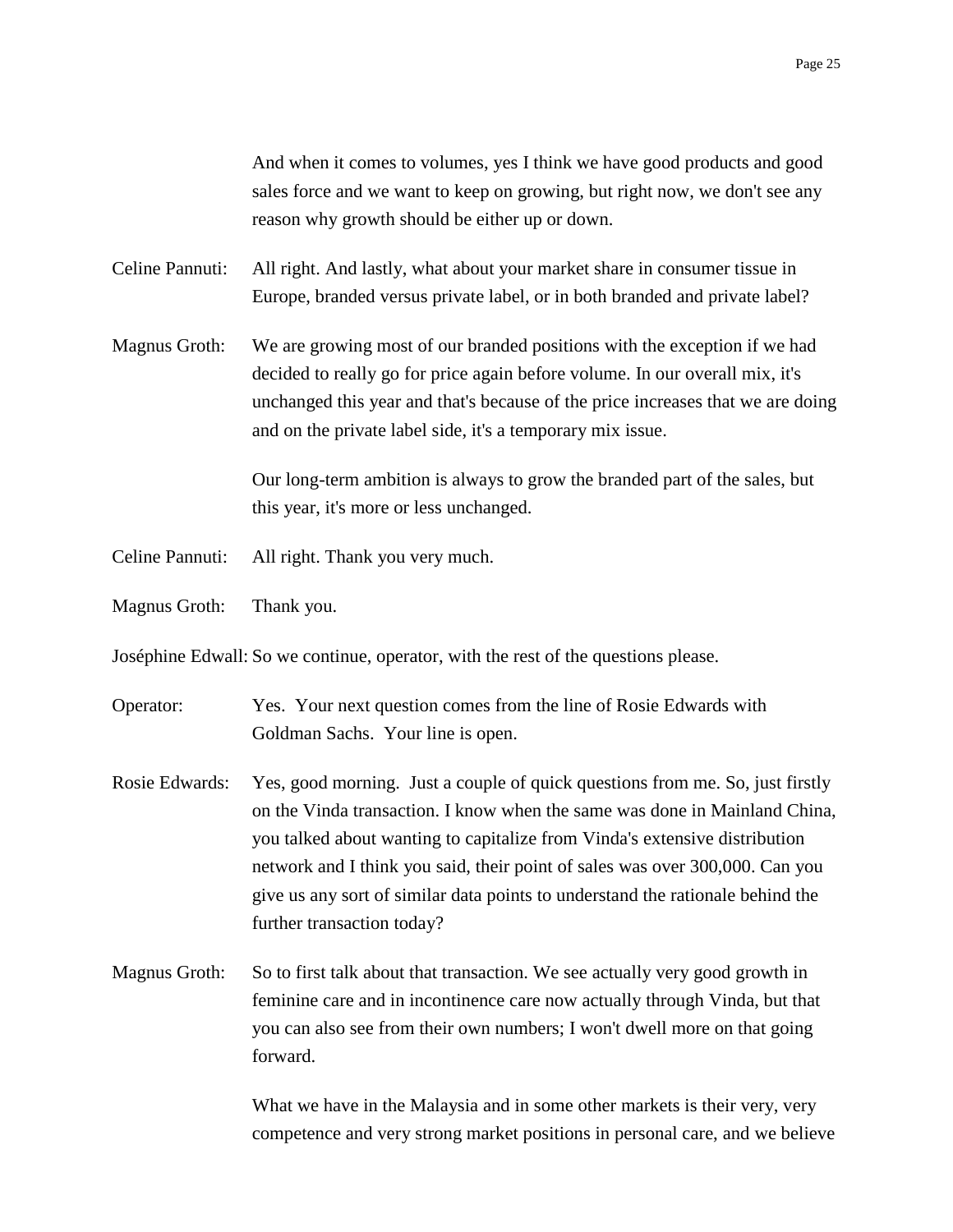And when it comes to volumes, yes I think we have good products and good sales force and we want to keep on growing, but right now, we don't see any reason why growth should be either up or down.

Celine Pannuti: All right. And lastly, what about your market share in consumer tissue in Europe, branded versus private label, or in both branded and private label?

Magnus Groth: We are growing most of our branded positions with the exception if we had decided to really go for price again before volume. In our overall mix, it's unchanged this year and that's because of the price increases that we are doing and on the private label side, it's a temporary mix issue.

Our long-term ambition is always to grow the branded part of the sales, but this year, it's more or less unchanged.

Celine Pannuti: All right. Thank you very much.

Magnus Groth: Thank you.

Joséphine Edwall: So we continue, operator, with the rest of the questions please.

Operator: Yes. Your next question comes from the line of Rosie Edwards with Goldman Sachs. Your line is open.

Rosie Edwards: Yes, good morning. Just a couple of quick questions from me. So, just firstly on the Vinda transaction. I know when the same was done in Mainland China, you talked about wanting to capitalize from Vinda's extensive distribution network and I think you said, their point of sales was over 300,000. Can you give us any sort of similar data points to understand the rationale behind the further transaction today?

Magnus Groth: So to first talk about that transaction. We see actually very good growth in feminine care and in incontinence care now actually through Vinda, but that you can also see from their own numbers; I won't dwell more on that going forward.

What we have in the Malaysia and in some other markets is their very, very competence and very strong market positions in personal care, and we believe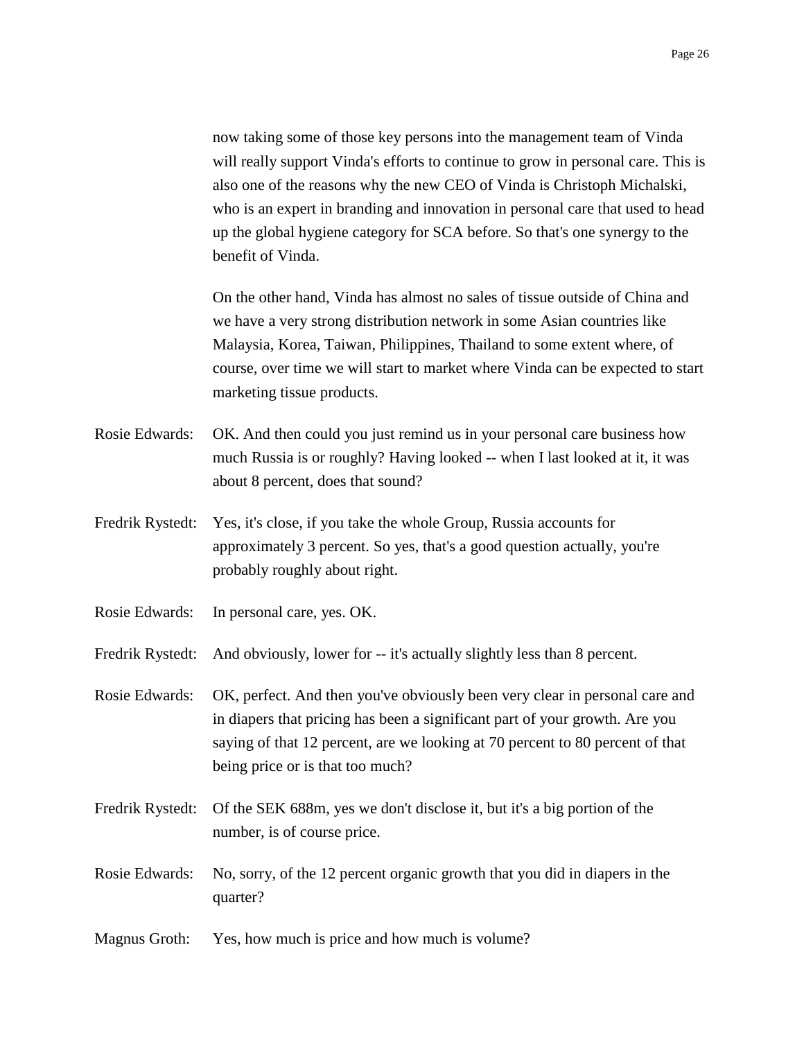now taking some of those key persons into the management team of Vinda will really support Vinda's efforts to continue to grow in personal care. This is also one of the reasons why the new CEO of Vinda is Christoph Michalski, who is an expert in branding and innovation in personal care that used to head up the global hygiene category for SCA before. So that's one synergy to the benefit of Vinda.

On the other hand, Vinda has almost no sales of tissue outside of China and we have a very strong distribution network in some Asian countries like Malaysia, Korea, Taiwan, Philippines, Thailand to some extent where, of course, over time we will start to market where Vinda can be expected to start marketing tissue products.

Rosie Edwards: OK. And then could you just remind us in your personal care business how much Russia is or roughly? Having looked -- when I last looked at it, it was about 8 percent, does that sound?

Fredrik Rystedt: Yes, it's close, if you take the whole Group, Russia accounts for approximately 3 percent. So yes, that's a good question actually, you're probably roughly about right.

Rosie Edwards: In personal care, yes. OK.

Fredrik Rystedt: And obviously, lower for -- it's actually slightly less than 8 percent.

Rosie Edwards: OK, perfect. And then you've obviously been very clear in personal care and in diapers that pricing has been a significant part of your growth. Are you saying of that 12 percent, are we looking at 70 percent to 80 percent of that being price or is that too much?

Fredrik Rystedt: Of the SEK 688m, yes we don't disclose it, but it's a big portion of the number, is of course price.

Rosie Edwards: No, sorry, of the 12 percent organic growth that you did in diapers in the quarter?

Magnus Groth: Yes, how much is price and how much is volume?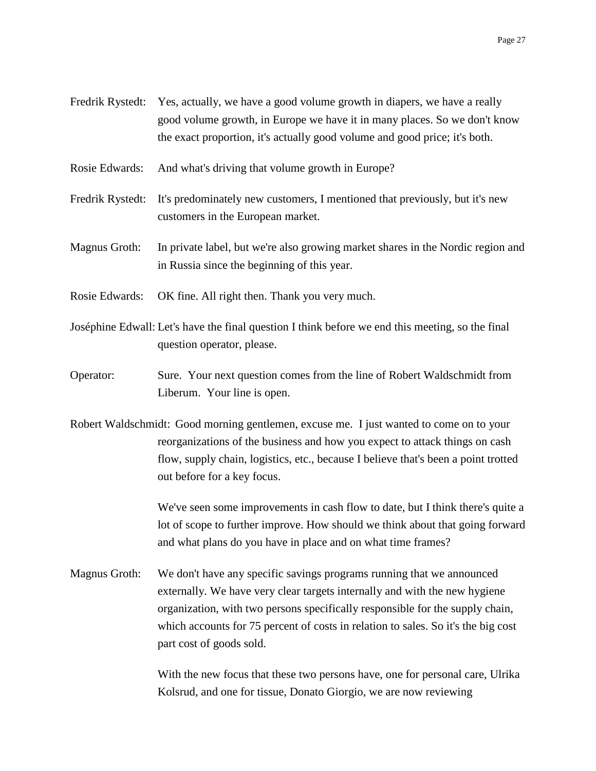Fredrik Rystedt: Yes, actually, we have a good volume growth in diapers, we have a really good volume growth, in Europe we have it in many places. So we don't know the exact proportion, it's actually good volume and good price; it's both.

Rosie Edwards: And what's driving that volume growth in Europe?

Fredrik Rystedt: It's predominately new customers, I mentioned that previously, but it's new customers in the European market.

Magnus Groth: In private label, but we're also growing market shares in the Nordic region and in Russia since the beginning of this year.

Rosie Edwards: OK fine. All right then. Thank you very much.

Joséphine Edwall: Let's have the final question I think before we end this meeting, so the final question operator, please.

Operator: Sure. Your next question comes from the line of Robert Waldschmidt from Liberum. Your line is open.

Robert Waldschmidt: Good morning gentlemen, excuse me. I just wanted to come on to your reorganizations of the business and how you expect to attack things on cash flow, supply chain, logistics, etc., because I believe that's been a point trotted out before for a key focus.

We've seen some improvements in cash flow to date, but I think there's quite a lot of scope to further improve. How should we think about that going forward and what plans do you have in place and on what time frames?

Magnus Groth: We don't have any specific savings programs running that we announced externally. We have very clear targets internally and with the new hygiene organization, with two persons specifically responsible for the supply chain, which accounts for 75 percent of costs in relation to sales. So it's the big cost part cost of goods sold.

With the new focus that these two persons have, one for personal care, Ulrika Kolsrud, and one for tissue, Donato Giorgio, we are now reviewing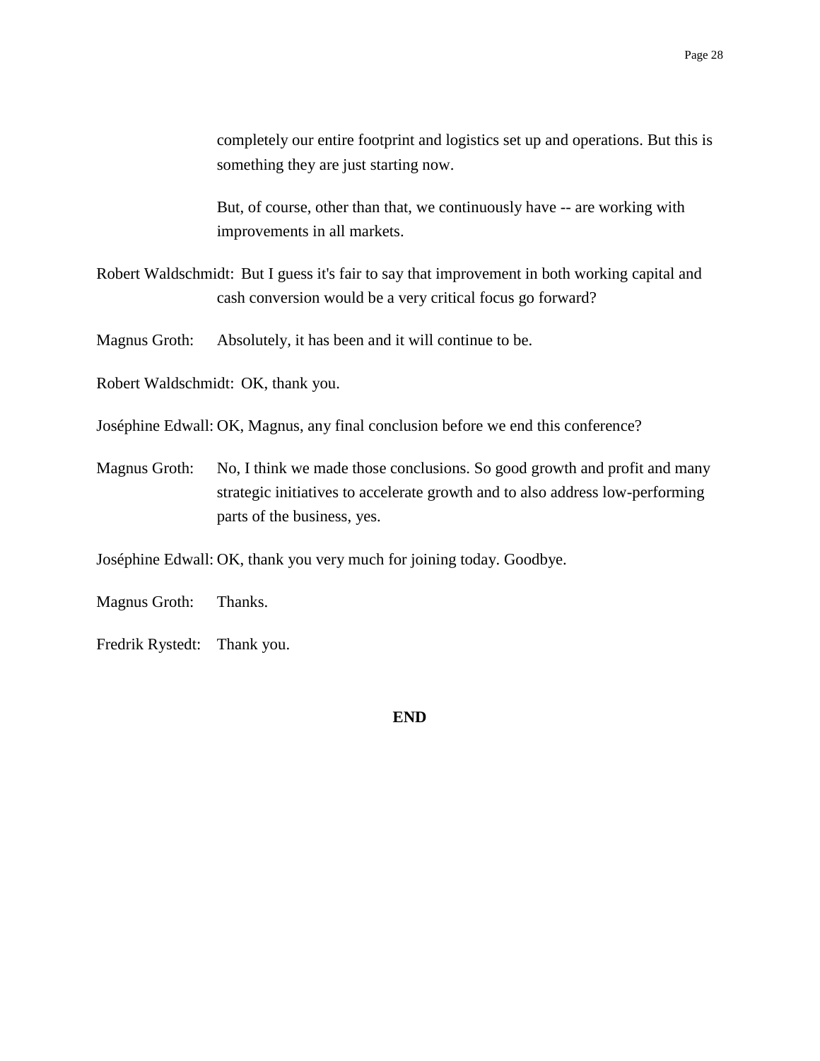completely our entire footprint and logistics set up and operations. But this is something they are just starting now.

But, of course, other than that, we continuously have -- are working with improvements in all markets.

Robert Waldschmidt: But I guess it's fair to say that improvement in both working capital and cash conversion would be a very critical focus go forward?

Magnus Groth: Absolutely, it has been and it will continue to be.

Robert Waldschmidt: OK, thank you.

Joséphine Edwall: OK, Magnus, any final conclusion before we end this conference?

Magnus Groth: No, I think we made those conclusions. So good growth and profit and many strategic initiatives to accelerate growth and to also address low-performing parts of the business, yes.

Joséphine Edwall: OK, thank you very much for joining today. Goodbye.

Magnus Groth: Thanks.

Fredrik Rystedt: Thank you.

**END**